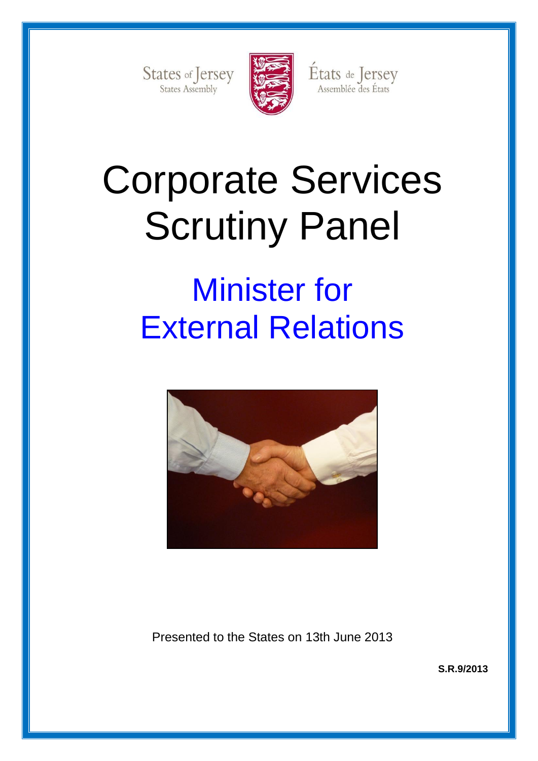States of Jersey
States Assembly

États de Jersey
Assemblée des États

# Corporate Services Scrutiny Panel

## Minister for External Relations

Presented to the States on 13th June 2013

**S.R.9/2013**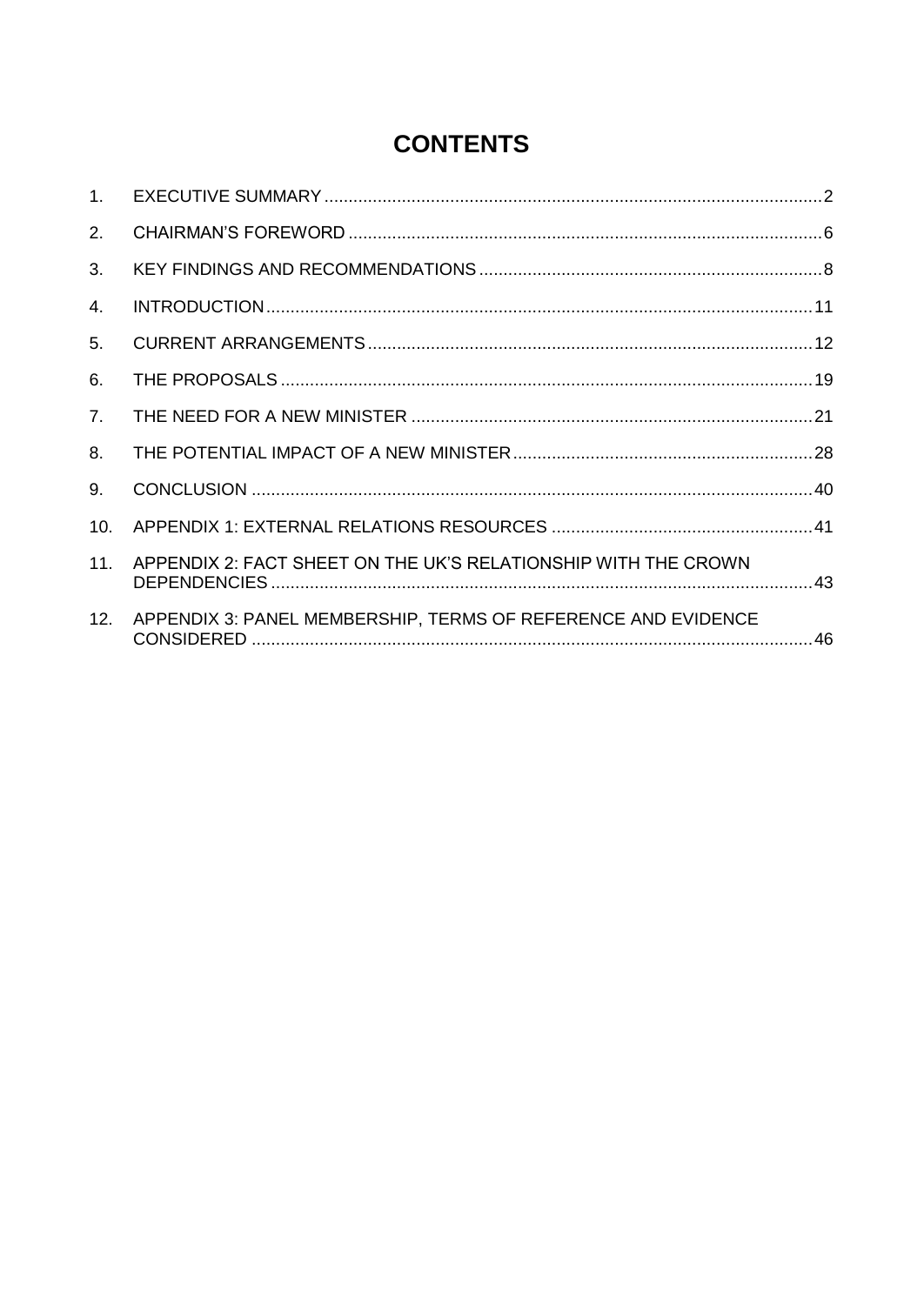# CONTENTS

1. EXECUTIVE SUMMARY .......... 2
2. CHAIRMAN'S FOREWORD .......... 6
3. KEY FINDINGS AND RECOMMENDATIONS .......... 8
4. INTRODUCTION .......... 11
5. CURRENT ARRANGEMENTS .......... 12
6. THE PROPOSALS .......... 19
7. THE NEED FOR A NEW MINISTER .......... 21
8. THE POTENTIAL IMPACT OF A NEW MINISTER .......... 28
9. CONCLUSION .......... 40
10. APPENDIX 1: EXTERNAL RELATIONS RESOURCES .......... 41
11. APPENDIX 2: FACT SHEET ON THE UK'S RELATIONSHIP WITH THE CROWN DEPENDENCIES .......... 43
12. APPENDIX 3: PANEL MEMBERSHIP, TERMS OF REFERENCE AND EVIDENCE CONSIDERED .......... 46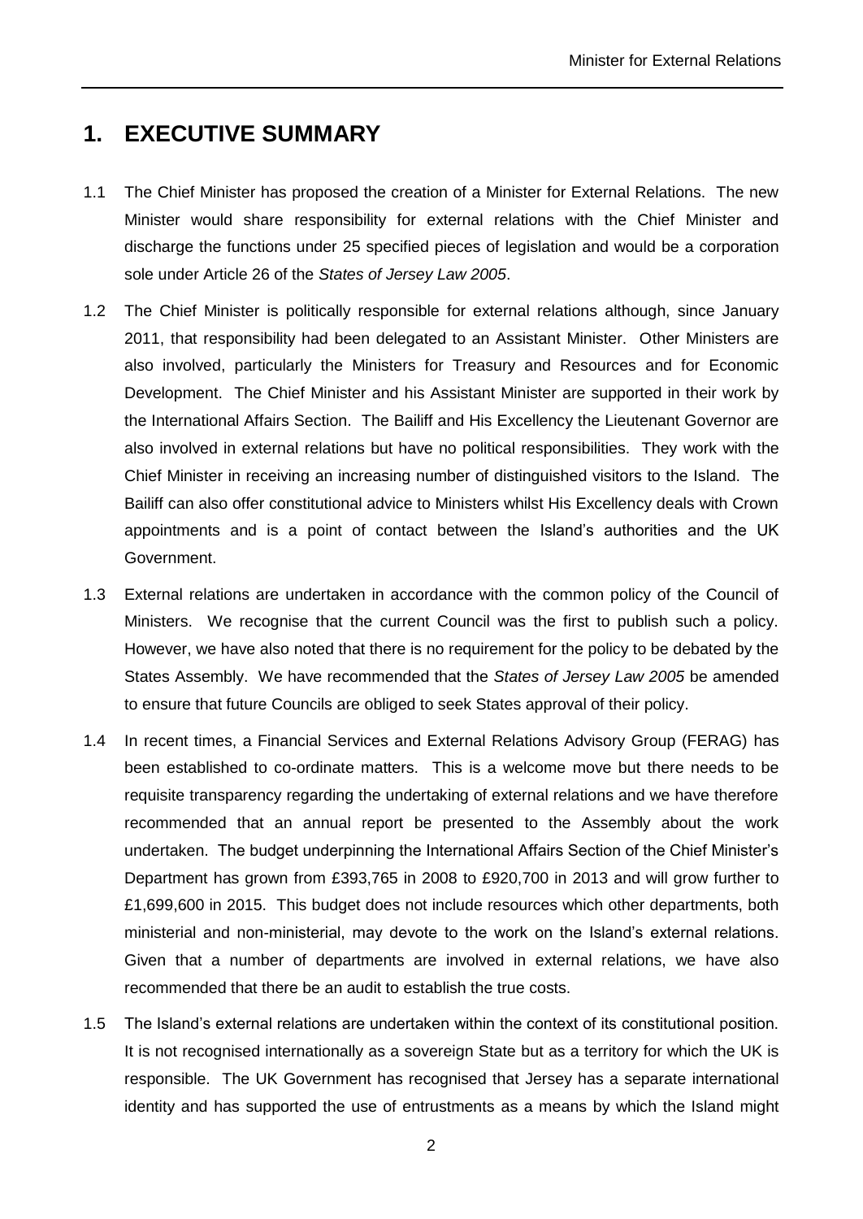# 1. EXECUTIVE SUMMARY

1.1 The Chief Minister has proposed the creation of a Minister for External Relations. The new Minister would share responsibility for external relations with the Chief Minister and discharge the functions under 25 specified pieces of legislation and would be a corporation sole under Article 26 of the *States of Jersey Law 2005*.

1.2 The Chief Minister is politically responsible for external relations although, since January 2011, that responsibility had been delegated to an Assistant Minister. Other Ministers are also involved, particularly the Ministers for Treasury and Resources and for Economic Development. The Chief Minister and his Assistant Minister are supported in their work by the International Affairs Section. The Bailiff and His Excellency the Lieutenant Governor are also involved in external relations but have no political responsibilities. They work with the Chief Minister in receiving an increasing number of distinguished visitors to the Island. The Bailiff can also offer constitutional advice to Ministers whilst His Excellency deals with Crown appointments and is a point of contact between the Island's authorities and the UK Government.

1.3 External relations are undertaken in accordance with the common policy of the Council of Ministers. We recognise that the current Council was the first to publish such a policy. However, we have also noted that there is no requirement for the policy to be debated by the States Assembly. We have recommended that the *States of Jersey Law 2005* be amended to ensure that future Councils are obliged to seek States approval of their policy.

1.4 In recent times, a Financial Services and External Relations Advisory Group (FERAG) has been established to co-ordinate matters. This is a welcome move but there needs to be requisite transparency regarding the undertaking of external relations and we have therefore recommended that an annual report be presented to the Assembly about the work undertaken. The budget underpinning the International Affairs Section of the Chief Minister's Department has grown from £393,765 in 2008 to £920,700 in 2013 and will grow further to £1,699,600 in 2015. This budget does not include resources which other departments, both ministerial and non-ministerial, may devote to the work on the Island's external relations. Given that a number of departments are involved in external relations, we have also recommended that there be an audit to establish the true costs.

1.5 The Island's external relations are undertaken within the context of its constitutional position. It is not recognised internationally as a sovereign State but as a territory for which the UK is responsible. The UK Government has recognised that Jersey has a separate international identity and has supported the use of entrustments as a means by which the Island might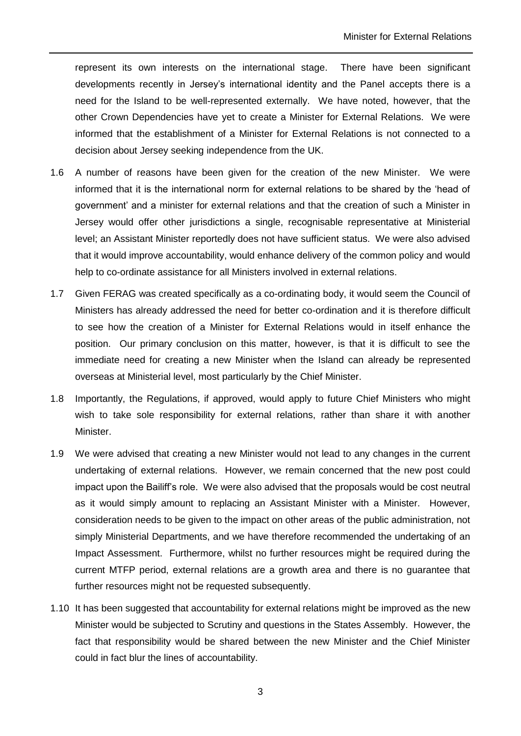represent its own interests on the international stage. There have been significant developments recently in Jersey's international identity and the Panel accepts there is a need for the Island to be well-represented externally. We have noted, however, that the other Crown Dependencies have yet to create a Minister for External Relations. We were informed that the establishment of a Minister for External Relations is not connected to a decision about Jersey seeking independence from the UK.

1.6 A number of reasons have been given for the creation of the new Minister. We were informed that it is the international norm for external relations to be shared by the 'head of government' and a minister for external relations and that the creation of such a Minister in Jersey would offer other jurisdictions a single, recognisable representative at Ministerial level; an Assistant Minister reportedly does not have sufficient status. We were also advised that it would improve accountability, would enhance delivery of the common policy and would help to co-ordinate assistance for all Ministers involved in external relations.

1.7 Given FERAG was created specifically as a co-ordinating body, it would seem the Council of Ministers has already addressed the need for better co-ordination and it is therefore difficult to see how the creation of a Minister for External Relations would in itself enhance the position. Our primary conclusion on this matter, however, is that it is difficult to see the immediate need for creating a new Minister when the Island can already be represented overseas at Ministerial level, most particularly by the Chief Minister.

1.8 Importantly, the Regulations, if approved, would apply to future Chief Ministers who might wish to take sole responsibility for external relations, rather than share it with another Minister.

1.9 We were advised that creating a new Minister would not lead to any changes in the current undertaking of external relations. However, we remain concerned that the new post could impact upon the Bailiff's role. We were also advised that the proposals would be cost neutral as it would simply amount to replacing an Assistant Minister with a Minister. However, consideration needs to be given to the impact on other areas of the public administration, not simply Ministerial Departments, and we have therefore recommended the undertaking of an Impact Assessment. Furthermore, whilst no further resources might be required during the current MTFP period, external relations are a growth area and there is no guarantee that further resources might not be requested subsequently.

1.10 It has been suggested that accountability for external relations might be improved as the new Minister would be subjected to Scrutiny and questions in the States Assembly. However, the fact that responsibility would be shared between the new Minister and the Chief Minister could in fact blur the lines of accountability.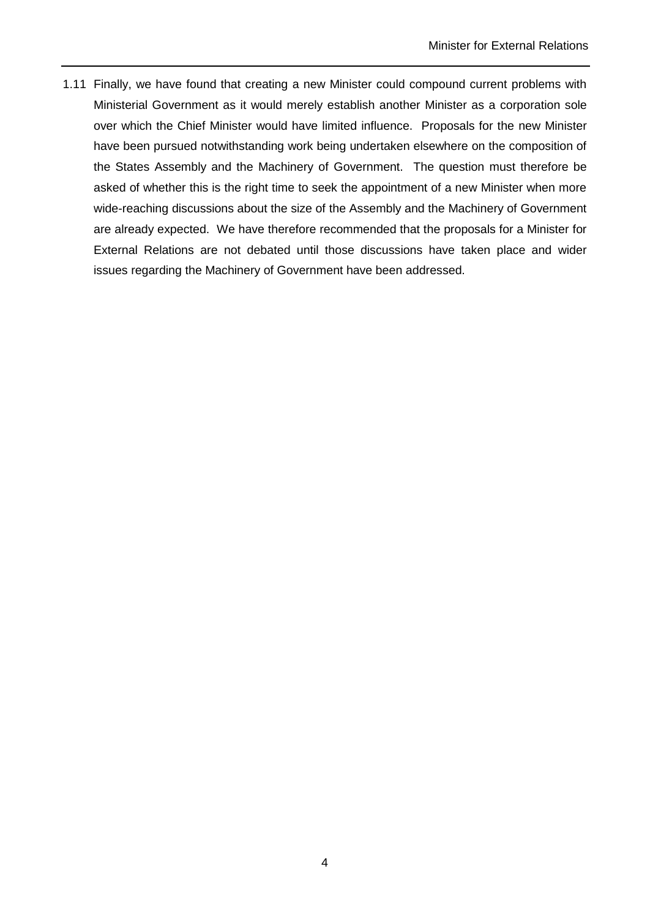1.11 Finally, we have found that creating a new Minister could compound current problems with Ministerial Government as it would merely establish another Minister as a corporation sole over which the Chief Minister would have limited influence. Proposals for the new Minister have been pursued notwithstanding work being undertaken elsewhere on the composition of the States Assembly and the Machinery of Government. The question must therefore be asked of whether this is the right time to seek the appointment of a new Minister when more wide-reaching discussions about the size of the Assembly and the Machinery of Government are already expected. We have therefore recommended that the proposals for a Minister for External Relations are not debated until those discussions have taken place and wider issues regarding the Machinery of Government have been addressed.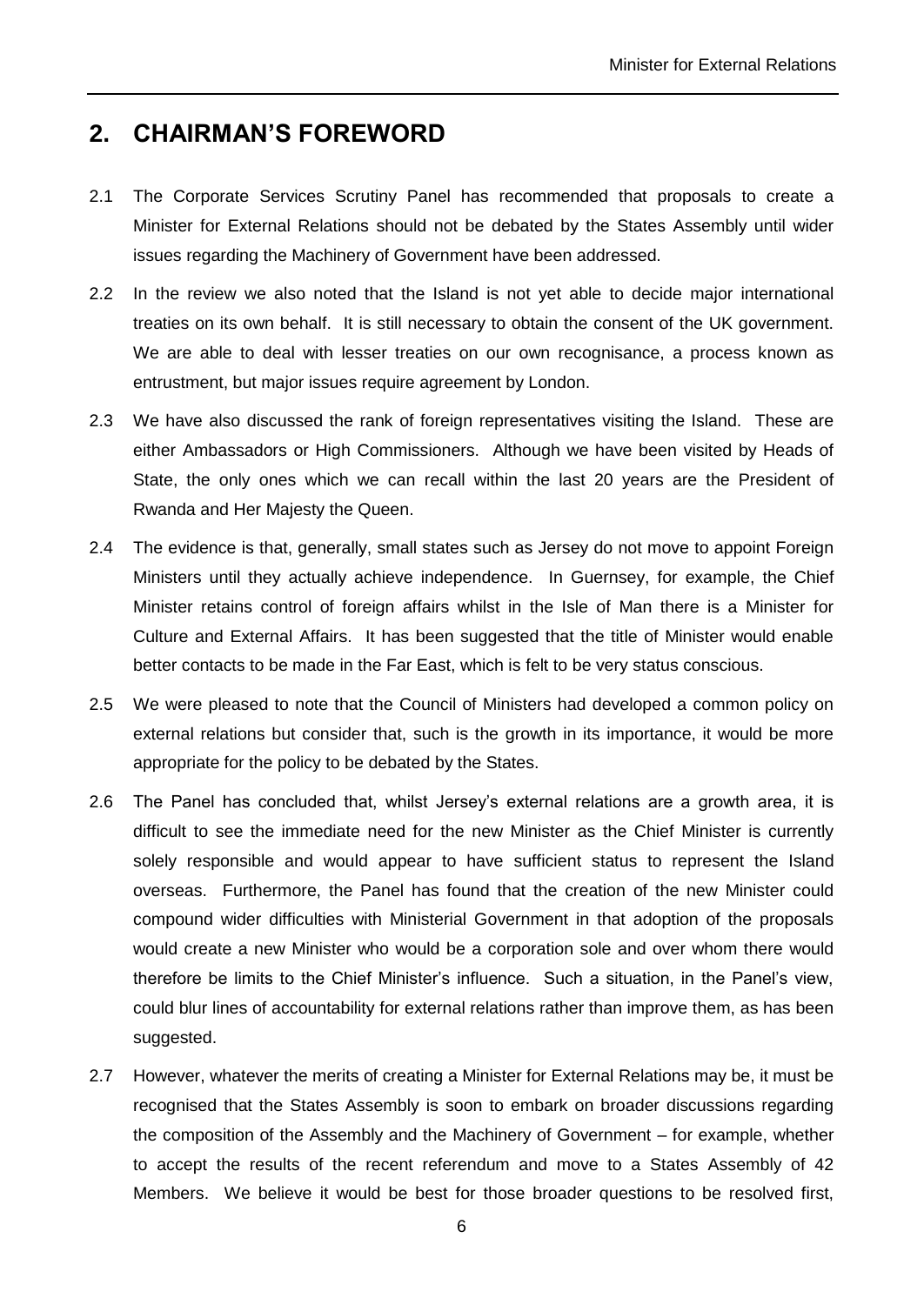## 2. CHAIRMAN'S FOREWORD

2.1 The Corporate Services Scrutiny Panel has recommended that proposals to create a Minister for External Relations should not be debated by the States Assembly until wider issues regarding the Machinery of Government have been addressed.

2.2 In the review we also noted that the Island is not yet able to decide major international treaties on its own behalf. It is still necessary to obtain the consent of the UK government. We are able to deal with lesser treaties on our own recognisance, a process known as entrustment, but major issues require agreement by London.

2.3 We have also discussed the rank of foreign representatives visiting the Island. These are either Ambassadors or High Commissioners. Although we have been visited by Heads of State, the only ones which we can recall within the last 20 years are the President of Rwanda and Her Majesty the Queen.

2.4 The evidence is that, generally, small states such as Jersey do not move to appoint Foreign Ministers until they actually achieve independence. In Guernsey, for example, the Chief Minister retains control of foreign affairs whilst in the Isle of Man there is a Minister for Culture and External Affairs. It has been suggested that the title of Minister would enable better contacts to be made in the Far East, which is felt to be very status conscious.

2.5 We were pleased to note that the Council of Ministers had developed a common policy on external relations but consider that, such is the growth in its importance, it would be more appropriate for the policy to be debated by the States.

2.6 The Panel has concluded that, whilst Jersey's external relations are a growth area, it is difficult to see the immediate need for the new Minister as the Chief Minister is currently solely responsible and would appear to have sufficient status to represent the Island overseas. Furthermore, the Panel has found that the creation of the new Minister could compound wider difficulties with Ministerial Government in that adoption of the proposals would create a new Minister who would be a corporation sole and over whom there would therefore be limits to the Chief Minister's influence. Such a situation, in the Panel's view, could blur lines of accountability for external relations rather than improve them, as has been suggested.

2.7 However, whatever the merits of creating a Minister for External Relations may be, it must be recognised that the States Assembly is soon to embark on broader discussions regarding the composition of the Assembly and the Machinery of Government – for example, whether to accept the results of the recent referendum and move to a States Assembly of 42 Members. We believe it would be best for those broader questions to be resolved first,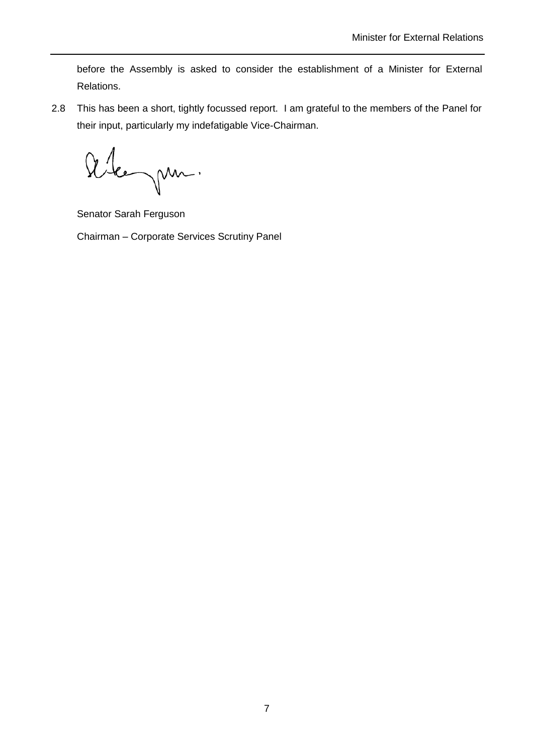before the Assembly is asked to consider the establishment of a Minister for External Relations.

2.8 This has been a short, tightly focussed report. I am grateful to the members of the Panel for their input, particularly my indefatigable Vice-Chairman.

Senator Sarah Ferguson

Chairman – Corporate Services Scrutiny Panel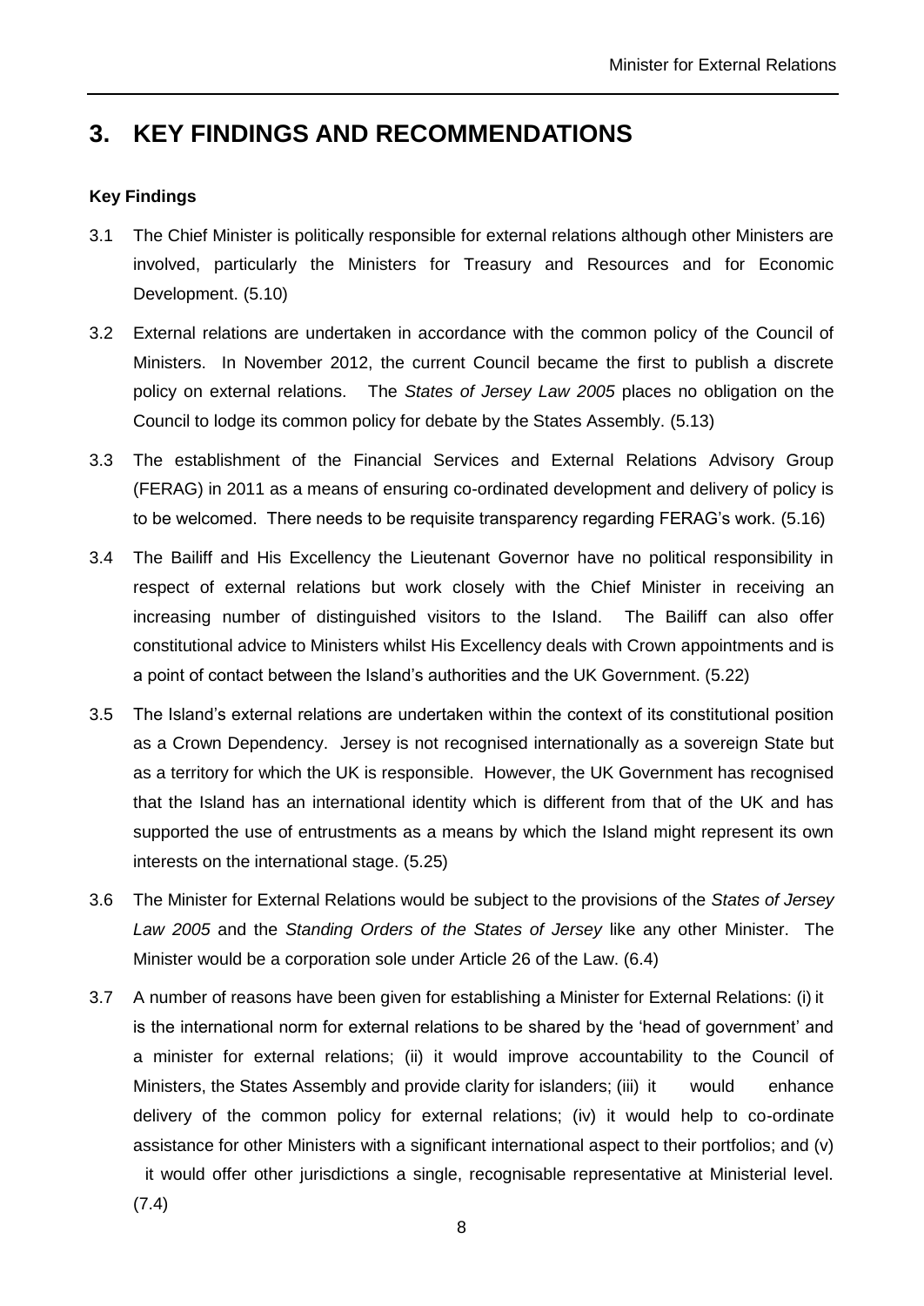# 3. KEY FINDINGS AND RECOMMENDATIONS

**Key Findings**

3.1 The Chief Minister is politically responsible for external relations although other Ministers are involved, particularly the Ministers for Treasury and Resources and for Economic Development. (5.10)

3.2 External relations are undertaken in accordance with the common policy of the Council of Ministers. In November 2012, the current Council became the first to publish a discrete policy on external relations. The *States of Jersey Law 2005* places no obligation on the Council to lodge its common policy for debate by the States Assembly. (5.13)

3.3 The establishment of the Financial Services and External Relations Advisory Group (FERAG) in 2011 as a means of ensuring co-ordinated development and delivery of policy is to be welcomed. There needs to be requisite transparency regarding FERAG's work. (5.16)

3.4 The Bailiff and His Excellency the Lieutenant Governor have no political responsibility in respect of external relations but work closely with the Chief Minister in receiving an increasing number of distinguished visitors to the Island. The Bailiff can also offer constitutional advice to Ministers whilst His Excellency deals with Crown appointments and is a point of contact between the Island's authorities and the UK Government. (5.22)

3.5 The Island's external relations are undertaken within the context of its constitutional position as a Crown Dependency. Jersey is not recognised internationally as a sovereign State but as a territory for which the UK is responsible. However, the UK Government has recognised that the Island has an international identity which is different from that of the UK and has supported the use of entrustments as a means by which the Island might represent its own interests on the international stage. (5.25)

3.6 The Minister for External Relations would be subject to the provisions of the *States of Jersey Law 2005* and the *Standing Orders of the States of Jersey* like any other Minister. The Minister would be a corporation sole under Article 26 of the Law. (6.4)

3.7 A number of reasons have been given for establishing a Minister for External Relations: (i) it is the international norm for external relations to be shared by the 'head of government' and a minister for external relations; (ii) it would improve accountability to the Council of Ministers, the States Assembly and provide clarity for islanders; (iii) it would enhance delivery of the common policy for external relations; (iv) it would help to co-ordinate assistance for other Ministers with a significant international aspect to their portfolios; and (v) it would offer other jurisdictions a single, recognisable representative at Ministerial level. (7.4)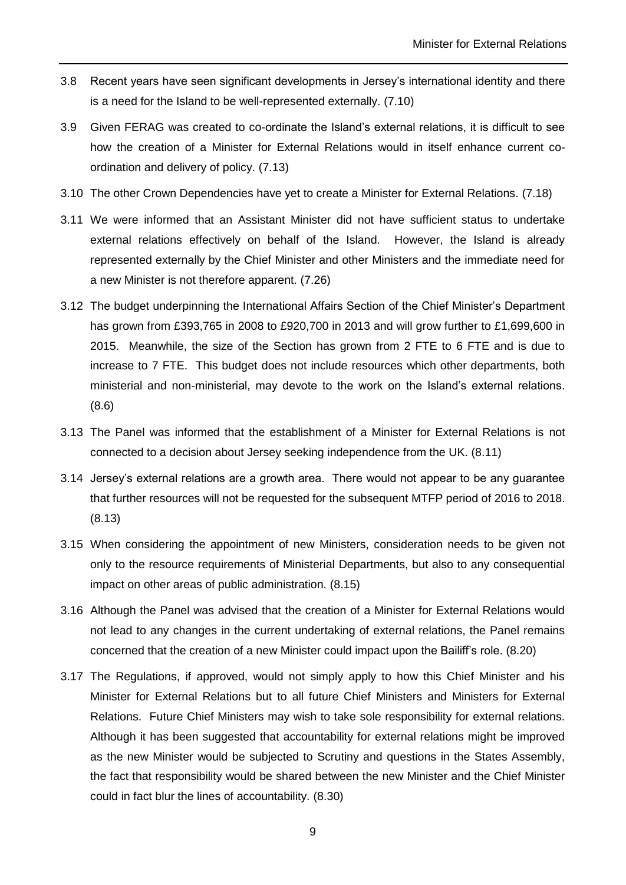3.8 Recent years have seen significant developments in Jersey's international identity and there is a need for the Island to be well-represented externally. (7.10)

3.9 Given FERAG was created to co-ordinate the Island's external relations, it is difficult to see how the creation of a Minister for External Relations would in itself enhance current co-ordination and delivery of policy. (7.13)

3.10 The other Crown Dependencies have yet to create a Minister for External Relations. (7.18)

3.11 We were informed that an Assistant Minister did not have sufficient status to undertake external relations effectively on behalf of the Island. However, the Island is already represented externally by the Chief Minister and other Ministers and the immediate need for a new Minister is not therefore apparent. (7.26)

3.12 The budget underpinning the International Affairs Section of the Chief Minister's Department has grown from £393,765 in 2008 to £920,700 in 2013 and will grow further to £1,699,600 in 2015. Meanwhile, the size of the Section has grown from 2 FTE to 6 FTE and is due to increase to 7 FTE. This budget does not include resources which other departments, both ministerial and non-ministerial, may devote to the work on the Island's external relations. (8.6)

3.13 The Panel was informed that the establishment of a Minister for External Relations is not connected to a decision about Jersey seeking independence from the UK. (8.11)

3.14 Jersey's external relations are a growth area. There would not appear to be any guarantee that further resources will not be requested for the subsequent MTFP period of 2016 to 2018. (8.13)

3.15 When considering the appointment of new Ministers, consideration needs to be given not only to the resource requirements of Ministerial Departments, but also to any consequential impact on other areas of public administration. (8.15)

3.16 Although the Panel was advised that the creation of a Minister for External Relations would not lead to any changes in the current undertaking of external relations, the Panel remains concerned that the creation of a new Minister could impact upon the Bailiff's role. (8.20)

3.17 The Regulations, if approved, would not simply apply to how this Chief Minister and his Minister for External Relations but to all future Chief Ministers and Ministers for External Relations. Future Chief Ministers may wish to take sole responsibility for external relations. Although it has been suggested that accountability for external relations might be improved as the new Minister would be subjected to Scrutiny and questions in the States Assembly, the fact that responsibility would be shared between the new Minister and the Chief Minister could in fact blur the lines of accountability. (8.30)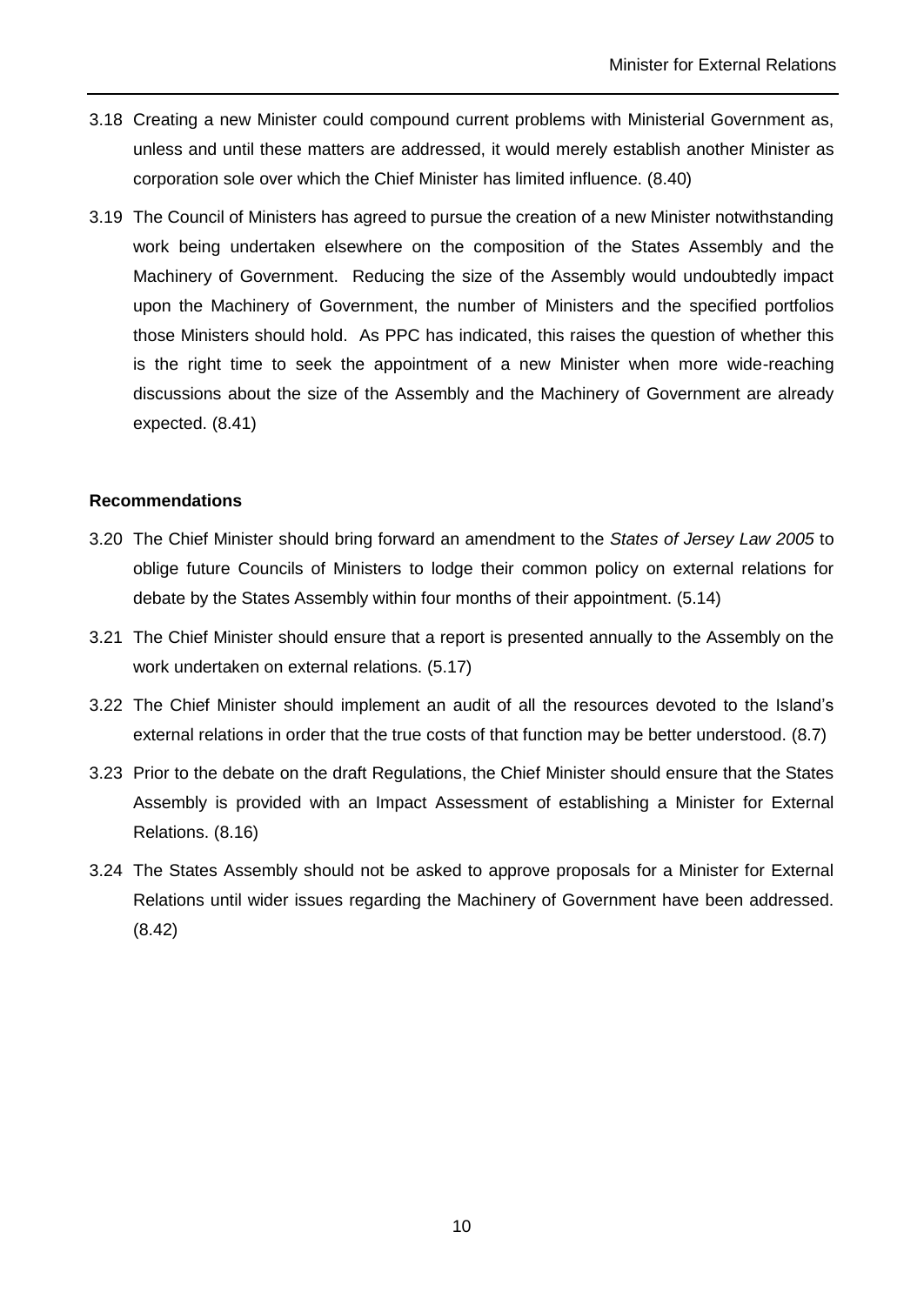3.18 Creating a new Minister could compound current problems with Ministerial Government as, unless and until these matters are addressed, it would merely establish another Minister as corporation sole over which the Chief Minister has limited influence. (8.40)

3.19 The Council of Ministers has agreed to pursue the creation of a new Minister notwithstanding work being undertaken elsewhere on the composition of the States Assembly and the Machinery of Government. Reducing the size of the Assembly would undoubtedly impact upon the Machinery of Government, the number of Ministers and the specified portfolios those Ministers should hold. As PPC has indicated, this raises the question of whether this is the right time to seek the appointment of a new Minister when more wide-reaching discussions about the size of the Assembly and the Machinery of Government are already expected. (8.41)

**Recommendations**

3.20 The Chief Minister should bring forward an amendment to the *States of Jersey Law 2005* to oblige future Councils of Ministers to lodge their common policy on external relations for debate by the States Assembly within four months of their appointment. (5.14)

3.21 The Chief Minister should ensure that a report is presented annually to the Assembly on the work undertaken on external relations. (5.17)

3.22 The Chief Minister should implement an audit of all the resources devoted to the Island's external relations in order that the true costs of that function may be better understood. (8.7)

3.23 Prior to the debate on the draft Regulations, the Chief Minister should ensure that the States Assembly is provided with an Impact Assessment of establishing a Minister for External Relations. (8.16)

3.24 The States Assembly should not be asked to approve proposals for a Minister for External Relations until wider issues regarding the Machinery of Government have been addressed. (8.42)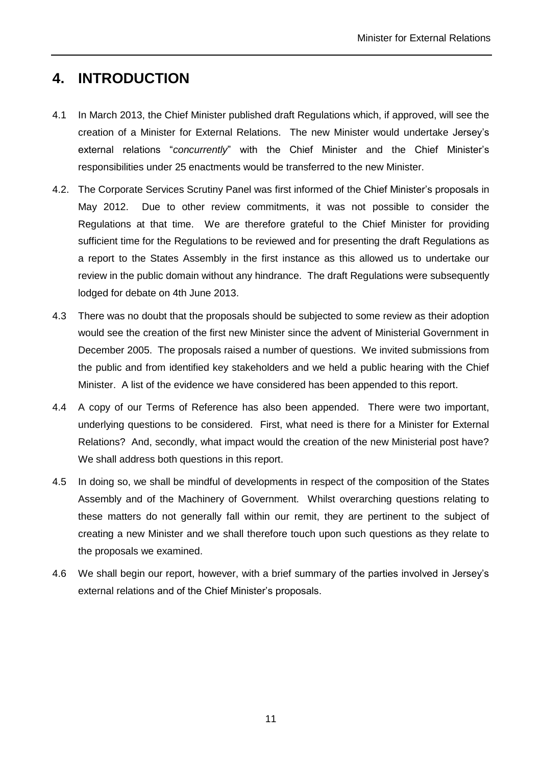## 4. INTRODUCTION

4.1 In March 2013, the Chief Minister published draft Regulations which, if approved, will see the creation of a Minister for External Relations. The new Minister would undertake Jersey's external relations "*concurrently*" with the Chief Minister and the Chief Minister's responsibilities under 25 enactments would be transferred to the new Minister.

4.2. The Corporate Services Scrutiny Panel was first informed of the Chief Minister's proposals in May 2012. Due to other review commitments, it was not possible to consider the Regulations at that time. We are therefore grateful to the Chief Minister for providing sufficient time for the Regulations to be reviewed and for presenting the draft Regulations as a report to the States Assembly in the first instance as this allowed us to undertake our review in the public domain without any hindrance. The draft Regulations were subsequently lodged for debate on 4th June 2013.

4.3 There was no doubt that the proposals should be subjected to some review as their adoption would see the creation of the first new Minister since the advent of Ministerial Government in December 2005. The proposals raised a number of questions. We invited submissions from the public and from identified key stakeholders and we held a public hearing with the Chief Minister. A list of the evidence we have considered has been appended to this report.

4.4 A copy of our Terms of Reference has also been appended. There were two important, underlying questions to be considered. First, what need is there for a Minister for External Relations? And, secondly, what impact would the creation of the new Ministerial post have? We shall address both questions in this report.

4.5 In doing so, we shall be mindful of developments in respect of the composition of the States Assembly and of the Machinery of Government. Whilst overarching questions relating to these matters do not generally fall within our remit, they are pertinent to the subject of creating a new Minister and we shall therefore touch upon such questions as they relate to the proposals we examined.

4.6 We shall begin our report, however, with a brief summary of the parties involved in Jersey's external relations and of the Chief Minister's proposals.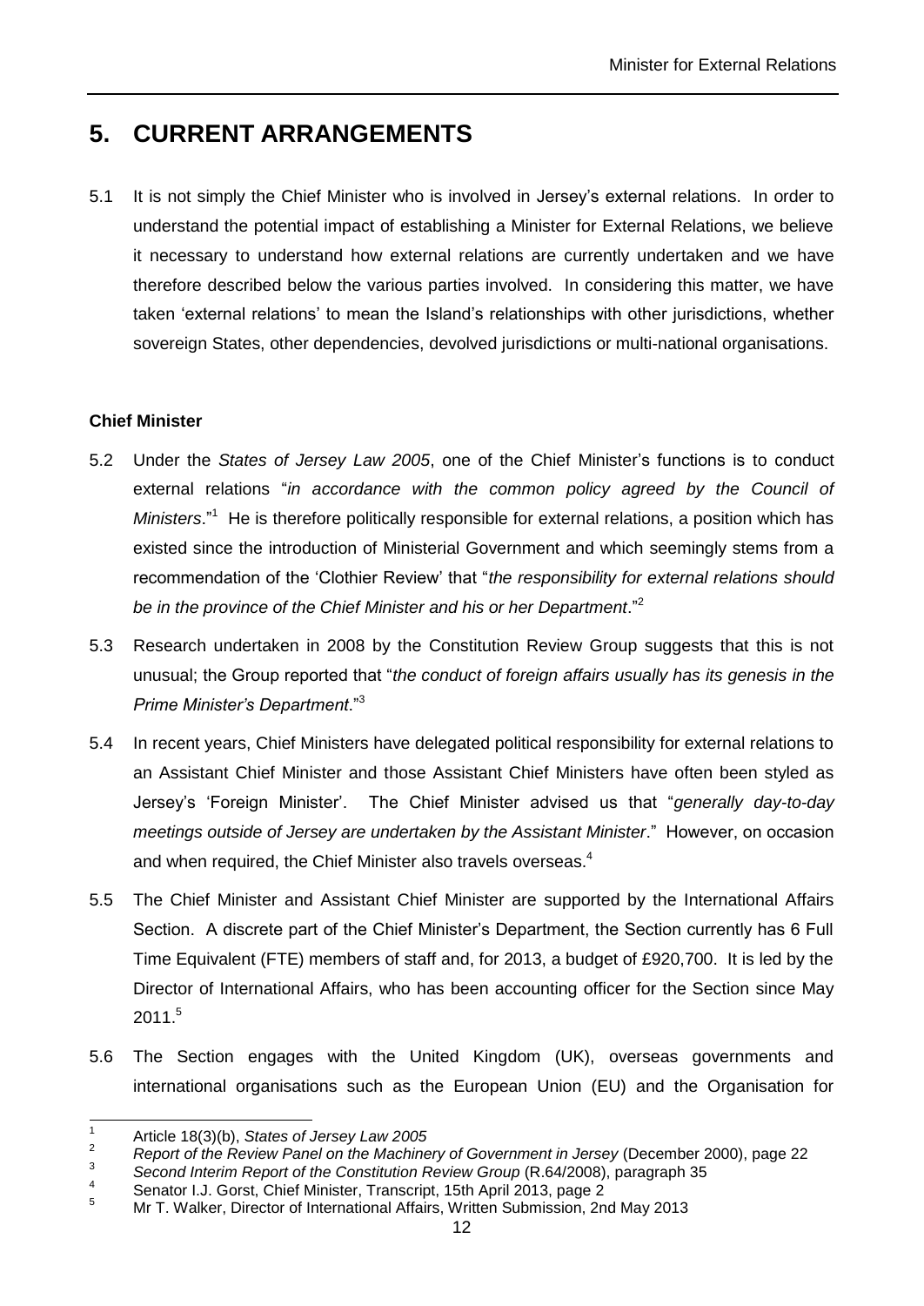# 5. CURRENT ARRANGEMENTS

5.1 It is not simply the Chief Minister who is involved in Jersey's external relations. In order to understand the potential impact of establishing a Minister for External Relations, we believe it necessary to understand how external relations are currently undertaken and we have therefore described below the various parties involved. In considering this matter, we have taken 'external relations' to mean the Island's relationships with other jurisdictions, whether sovereign States, other dependencies, devolved jurisdictions or multi-national organisations.

**Chief Minister**

5.2 Under the *States of Jersey Law 2005*, one of the Chief Minister's functions is to conduct external relations "*in accordance with the common policy agreed by the Council of Ministers*."[1] He is therefore politically responsible for external relations, a position which has existed since the introduction of Ministerial Government and which seemingly stems from a recommendation of the 'Clothier Review' that "*the responsibility for external relations should be in the province of the Chief Minister and his or her Department*."[2]

5.3 Research undertaken in 2008 by the Constitution Review Group suggests that this is not unusual; the Group reported that "*the conduct of foreign affairs usually has its genesis in the Prime Minister's Department*."[3]

5.4 In recent years, Chief Ministers have delegated political responsibility for external relations to an Assistant Chief Minister and those Assistant Chief Ministers have often been styled as Jersey's 'Foreign Minister'. The Chief Minister advised us that "*generally day-to-day meetings outside of Jersey are undertaken by the Assistant Minister*." However, on occasion and when required, the Chief Minister also travels overseas.[4]

5.5 The Chief Minister and Assistant Chief Minister are supported by the International Affairs Section. A discrete part of the Chief Minister's Department, the Section currently has 6 Full Time Equivalent (FTE) members of staff and, for 2013, a budget of £920,700. It is led by the Director of International Affairs, who has been accounting officer for the Section since May 2011.[5]

5.6 The Section engages with the United Kingdom (UK), overseas governments and international organisations such as the European Union (EU) and the Organisation for

---

[1] Article 18(3)(b), *States of Jersey Law 2005*

[2] *Report of the Review Panel on the Machinery of Government in Jersey* (December 2000), page 22

[3] *Second Interim Report of the Constitution Review Group* (R.64/2008), paragraph 35

[4] Senator I.J. Gorst, Chief Minister, Transcript, 15th April 2013, page 2

[5] Mr T. Walker, Director of International Affairs, Written Submission, 2nd May 2013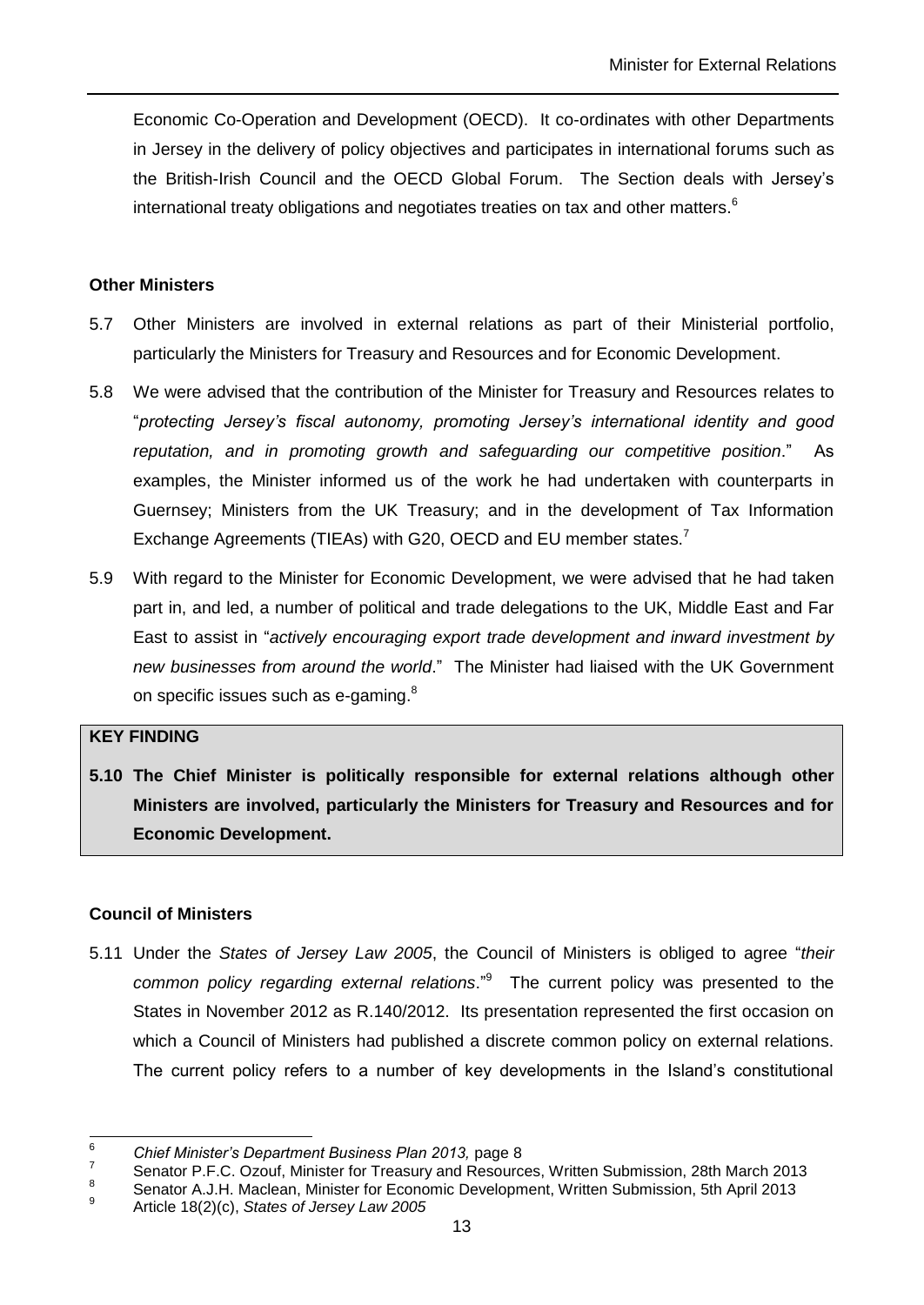Economic Co-Operation and Development (OECD). It co-ordinates with other Departments in Jersey in the delivery of policy objectives and participates in international forums such as the British-Irish Council and the OECD Global Forum. The Section deals with Jersey's international treaty obligations and negotiates treaties on tax and other matters.[6]

**Other Ministers**

5.7 Other Ministers are involved in external relations as part of their Ministerial portfolio, particularly the Ministers for Treasury and Resources and for Economic Development.

5.8 We were advised that the contribution of the Minister for Treasury and Resources relates to "*protecting Jersey's fiscal autonomy, promoting Jersey's international identity and good reputation, and in promoting growth and safeguarding our competitive position*." As examples, the Minister informed us of the work he had undertaken with counterparts in Guernsey; Ministers from the UK Treasury; and in the development of Tax Information Exchange Agreements (TIEAs) with G20, OECD and EU member states.[7]

5.9 With regard to the Minister for Economic Development, we were advised that he had taken part in, and led, a number of political and trade delegations to the UK, Middle East and Far East to assist in "*actively encouraging export trade development and inward investment by new businesses from around the world*." The Minister had liaised with the UK Government on specific issues such as e-gaming.[8]

**KEY FINDING**

**5.10 The Chief Minister is politically responsible for external relations although other Ministers are involved, particularly the Ministers for Treasury and Resources and for Economic Development.**

**Council of Ministers**

5.11 Under the *States of Jersey Law 2005*, the Council of Ministers is obliged to agree "*their common policy regarding external relations*."[9] The current policy was presented to the States in November 2012 as R.140/2012. Its presentation represented the first occasion on which a Council of Ministers had published a discrete common policy on external relations. The current policy refers to a number of key developments in the Island's constitutional

---

[6] *Chief Minister's Department Business Plan 2013,* page 8

[7] Senator P.F.C. Ozouf, Minister for Treasury and Resources, Written Submission, 28th March 2013

[8] Senator A.J.H. Maclean, Minister for Economic Development, Written Submission, 5th April 2013

[9] Article 18(2)(c), *States of Jersey Law 2005*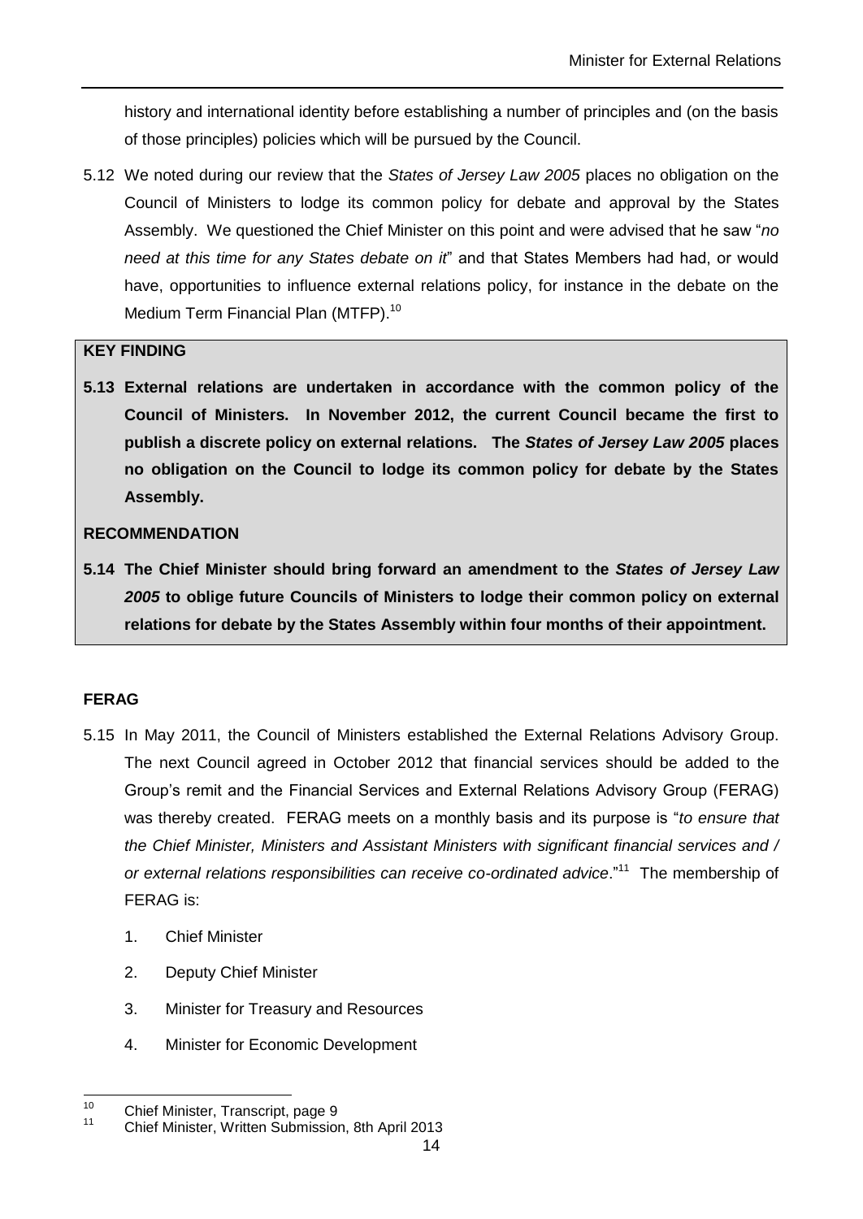history and international identity before establishing a number of principles and (on the basis of those principles) policies which will be pursued by the Council.

5.12 We noted during our review that the *States of Jersey Law 2005* places no obligation on the Council of Ministers to lodge its common policy for debate and approval by the States Assembly. We questioned the Chief Minister on this point and were advised that he saw "*no need at this time for any States debate on it*" and that States Members had had, or would have, opportunities to influence external relations policy, for instance in the debate on the Medium Term Financial Plan (MTFP).[10]

**KEY FINDING**

**5.13 External relations are undertaken in accordance with the common policy of the Council of Ministers. In November 2012, the current Council became the first to publish a discrete policy on external relations. The *States of Jersey Law 2005* places no obligation on the Council to lodge its common policy for debate by the States Assembly.**

**RECOMMENDATION**

**5.14 The Chief Minister should bring forward an amendment to the *States of Jersey Law 2005* to oblige future Councils of Ministers to lodge their common policy on external relations for debate by the States Assembly within four months of their appointment.**

**FERAG**

5.15 In May 2011, the Council of Ministers established the External Relations Advisory Group. The next Council agreed in October 2012 that financial services should be added to the Group's remit and the Financial Services and External Relations Advisory Group (FERAG) was thereby created. FERAG meets on a monthly basis and its purpose is "*to ensure that the Chief Minister, Ministers and Assistant Ministers with significant financial services and / or external relations responsibilities can receive co-ordinated advice*."[11] The membership of FERAG is:

1. Chief Minister
2. Deputy Chief Minister
3. Minister for Treasury and Resources
4. Minister for Economic Development

---

[10] Chief Minister, Transcript, page 9

[11] Chief Minister, Written Submission, 8th April 2013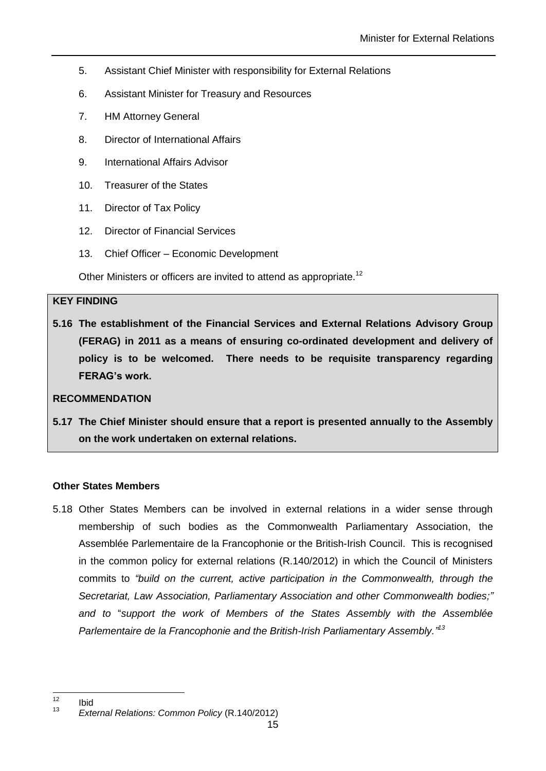5. Assistant Chief Minister with responsibility for External Relations
6. Assistant Minister for Treasury and Resources
7. HM Attorney General
8. Director of International Affairs
9. International Affairs Advisor
10. Treasurer of the States
11. Director of Tax Policy
12. Director of Financial Services
13. Chief Officer – Economic Development

Other Ministers or officers are invited to attend as appropriate.[12]

**KEY FINDING**

**5.16 The establishment of the Financial Services and External Relations Advisory Group (FERAG) in 2011 as a means of ensuring co-ordinated development and delivery of policy is to be welcomed. There needs to be requisite transparency regarding FERAG's work.**

**RECOMMENDATION**

**5.17 The Chief Minister should ensure that a report is presented annually to the Assembly on the work undertaken on external relations.**

**Other States Members**

5.18 Other States Members can be involved in external relations in a wider sense through membership of such bodies as the Commonwealth Parliamentary Association, the Assemblée Parlementaire de la Francophonie or the British-Irish Council. This is recognised in the common policy for external relations (R.140/2012) in which the Council of Ministers commits to *"build on the current, active participation in the Commonwealth, through the Secretariat, Law Association, Parliamentary Association and other Commonwealth bodies;" and to* "*support the work of Members of the States Assembly with the Assemblée Parlementaire de la Francophonie and the British-Irish Parliamentary Assembly."*[13]

---

[12] Ibid

[13] *External Relations: Common Policy* (R.140/2012)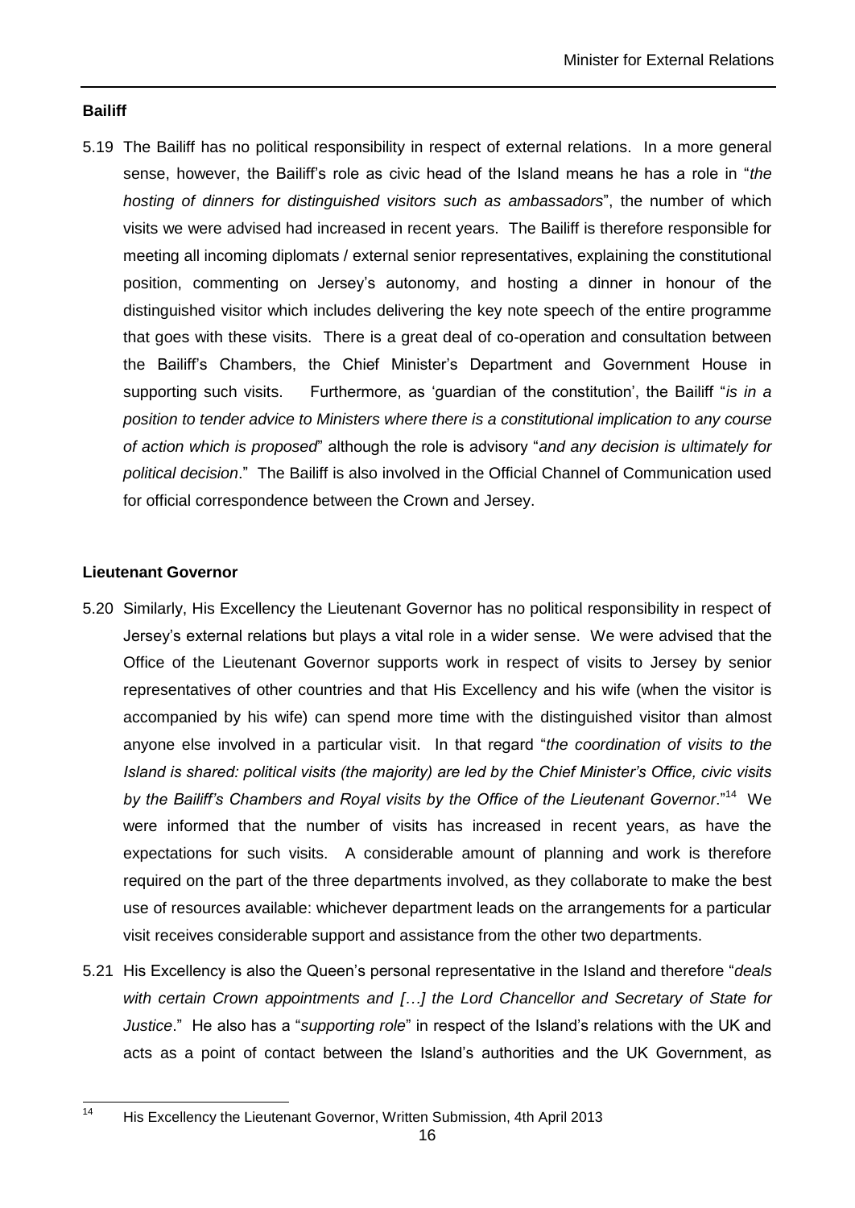**Bailiff**

5.19 The Bailiff has no political responsibility in respect of external relations. In a more general sense, however, the Bailiff's role as civic head of the Island means he has a role in "*the hosting of dinners for distinguished visitors such as ambassadors*", the number of which visits we were advised had increased in recent years. The Bailiff is therefore responsible for meeting all incoming diplomats / external senior representatives, explaining the constitutional position, commenting on Jersey's autonomy, and hosting a dinner in honour of the distinguished visitor which includes delivering the key note speech of the entire programme that goes with these visits. There is a great deal of co-operation and consultation between the Bailiff's Chambers, the Chief Minister's Department and Government House in supporting such visits. Furthermore, as 'guardian of the constitution', the Bailiff "*is in a position to tender advice to Ministers where there is a constitutional implication to any course of action which is proposed*" although the role is advisory "*and any decision is ultimately for political decision*." The Bailiff is also involved in the Official Channel of Communication used for official correspondence between the Crown and Jersey.

**Lieutenant Governor**

5.20 Similarly, His Excellency the Lieutenant Governor has no political responsibility in respect of Jersey's external relations but plays a vital role in a wider sense. We were advised that the Office of the Lieutenant Governor supports work in respect of visits to Jersey by senior representatives of other countries and that His Excellency and his wife (when the visitor is accompanied by his wife) can spend more time with the distinguished visitor than almost anyone else involved in a particular visit. In that regard "*the coordination of visits to the Island is shared: political visits (the majority) are led by the Chief Minister's Office, civic visits by the Bailiff's Chambers and Royal visits by the Office of the Lieutenant Governor*."[14] We were informed that the number of visits has increased in recent years, as have the expectations for such visits. A considerable amount of planning and work is therefore required on the part of the three departments involved, as they collaborate to make the best use of resources available: whichever department leads on the arrangements for a particular visit receives considerable support and assistance from the other two departments.

5.21 His Excellency is also the Queen's personal representative in the Island and therefore "*deals with certain Crown appointments and […] the Lord Chancellor and Secretary of State for Justice*." He also has a "*supporting role*" in respect of the Island's relations with the UK and acts as a point of contact between the Island's authorities and the UK Government, as

[14] His Excellency the Lieutenant Governor, Written Submission, 4th April 2013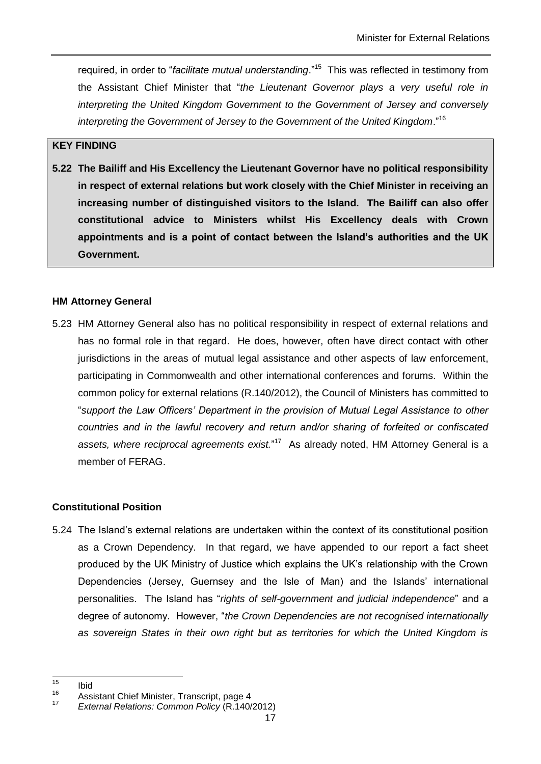required, in order to "*facilitate mutual understanding*."[15] This was reflected in testimony from the Assistant Chief Minister that "*the Lieutenant Governor plays a very useful role in interpreting the United Kingdom Government to the Government of Jersey and conversely interpreting the Government of Jersey to the Government of the United Kingdom*."[16]

**KEY FINDING**

**5.22 The Bailiff and His Excellency the Lieutenant Governor have no political responsibility in respect of external relations but work closely with the Chief Minister in receiving an increasing number of distinguished visitors to the Island. The Bailiff can also offer constitutional advice to Ministers whilst His Excellency deals with Crown appointments and is a point of contact between the Island's authorities and the UK Government.**

**HM Attorney General**

5.23 HM Attorney General also has no political responsibility in respect of external relations and has no formal role in that regard. He does, however, often have direct contact with other jurisdictions in the areas of mutual legal assistance and other aspects of law enforcement, participating in Commonwealth and other international conferences and forums. Within the common policy for external relations (R.140/2012), the Council of Ministers has committed to "*support the Law Officers' Department in the provision of Mutual Legal Assistance to other countries and in the lawful recovery and return and/or sharing of forfeited or confiscated assets, where reciprocal agreements exist.*"[17] As already noted, HM Attorney General is a member of FERAG.

**Constitutional Position**

5.24 The Island's external relations are undertaken within the context of its constitutional position as a Crown Dependency. In that regard, we have appended to our report a fact sheet produced by the UK Ministry of Justice which explains the UK's relationship with the Crown Dependencies (Jersey, Guernsey and the Isle of Man) and the Islands' international personalities. The Island has "*rights of self-government and judicial independence*" and a degree of autonomy. However, "*the Crown Dependencies are not recognised internationally as sovereign States in their own right but as territories for which the United Kingdom is*

---

[15] Ibid

[16] Assistant Chief Minister, Transcript, page 4

[17] *External Relations: Common Policy* (R.140/2012)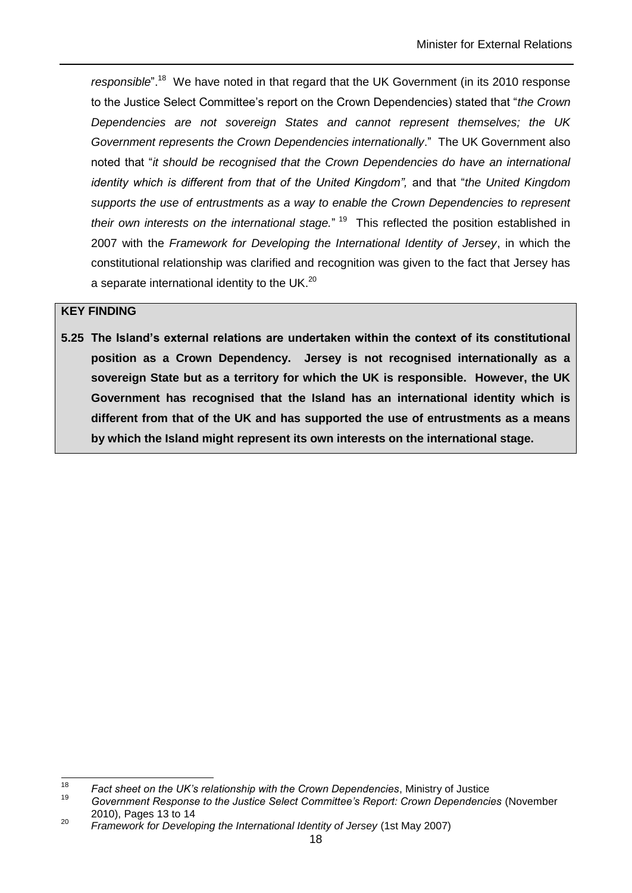*responsible*".[18] We have noted in that regard that the UK Government (in its 2010 response to the Justice Select Committee's report on the Crown Dependencies) stated that "*the Crown Dependencies are not sovereign States and cannot represent themselves; the UK Government represents the Crown Dependencies internationally*." The UK Government also noted that "*it should be recognised that the Crown Dependencies do have an international identity which is different from that of the United Kingdom",* and that "*the United Kingdom supports the use of entrustments as a way to enable the Crown Dependencies to represent their own interests on the international stage.*"[19] This reflected the position established in 2007 with the *Framework for Developing the International Identity of Jersey*, in which the constitutional relationship was clarified and recognition was given to the fact that Jersey has a separate international identity to the UK.[20]

**KEY FINDING**

**5.25 The Island's external relations are undertaken within the context of its constitutional position as a Crown Dependency. Jersey is not recognised internationally as a sovereign State but as a territory for which the UK is responsible. However, the UK Government has recognised that the Island has an international identity which is different from that of the UK and has supported the use of entrustments as a means by which the Island might represent its own interests on the international stage.**

---

[18] *Fact sheet on the UK's relationship with the Crown Dependencies*, Ministry of Justice

[19] *Government Response to the Justice Select Committee's Report: Crown Dependencies* (November 2010), Pages 13 to 14

[20] *Framework for Developing the International Identity of Jersey* (1st May 2007)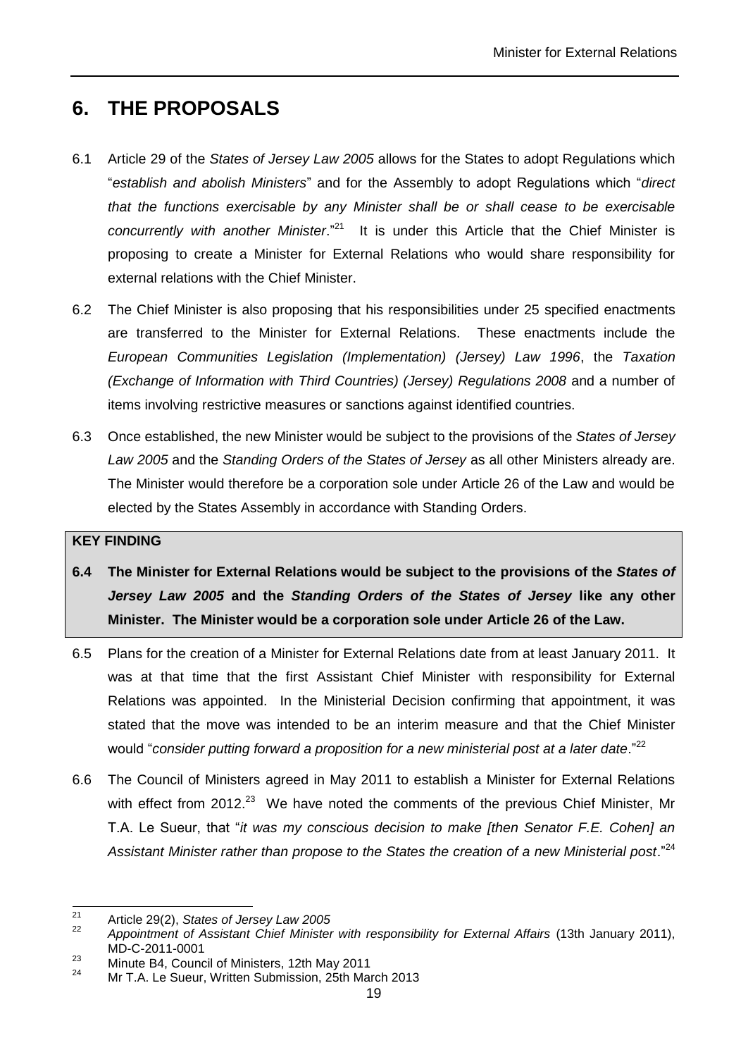## 6. THE PROPOSALS

6.1 Article 29 of the *States of Jersey Law 2005* allows for the States to adopt Regulations which "*establish and abolish Ministers*" and for the Assembly to adopt Regulations which "*direct that the functions exercisable by any Minister shall be or shall cease to be exercisable concurrently with another Minister*."[21] It is under this Article that the Chief Minister is proposing to create a Minister for External Relations who would share responsibility for external relations with the Chief Minister.

6.2 The Chief Minister is also proposing that his responsibilities under 25 specified enactments are transferred to the Minister for External Relations. These enactments include the *European Communities Legislation (Implementation) (Jersey) Law 1996*, the *Taxation (Exchange of Information with Third Countries) (Jersey) Regulations 2008* and a number of items involving restrictive measures or sanctions against identified countries.

6.3 Once established, the new Minister would be subject to the provisions of the *States of Jersey Law 2005* and the *Standing Orders of the States of Jersey* as all other Ministers already are. The Minister would therefore be a corporation sole under Article 26 of the Law and would be elected by the States Assembly in accordance with Standing Orders.

**KEY FINDING**

**6.4 The Minister for External Relations would be subject to the provisions of the *States of Jersey Law 2005* and the *Standing Orders of the States of Jersey* like any other Minister. The Minister would be a corporation sole under Article 26 of the Law.**

6.5 Plans for the creation of a Minister for External Relations date from at least January 2011. It was at that time that the first Assistant Chief Minister with responsibility for External Relations was appointed. In the Ministerial Decision confirming that appointment, it was stated that the move was intended to be an interim measure and that the Chief Minister would "*consider putting forward a proposition for a new ministerial post at a later date*."[22]

6.6 The Council of Ministers agreed in May 2011 to establish a Minister for External Relations with effect from 2012.[23] We have noted the comments of the previous Chief Minister, Mr T.A. Le Sueur, that "*it was my conscious decision to make [then Senator F.E. Cohen] an Assistant Minister rather than propose to the States the creation of a new Ministerial post*."[24]

---

[21] Article 29(2), *States of Jersey Law 2005*

[22] *Appointment of Assistant Chief Minister with responsibility for External Affairs* (13th January 2011), MD-C-2011-0001

[23] Minute B4, Council of Ministers, 12th May 2011

[24] Mr T.A. Le Sueur, Written Submission, 25th March 2013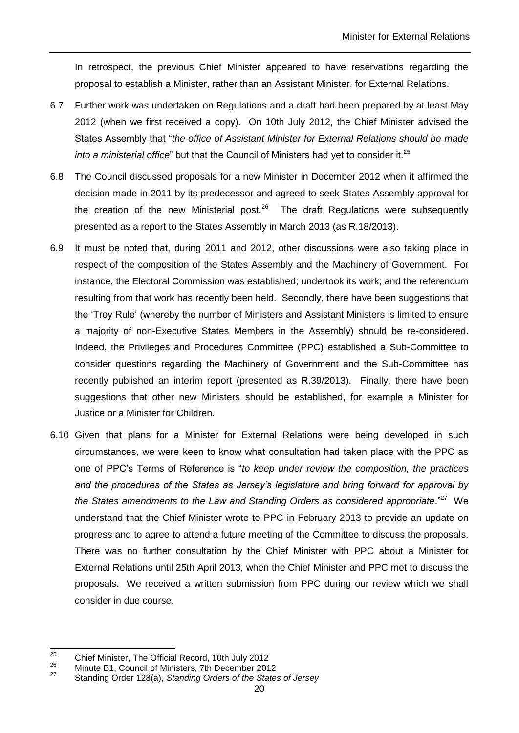In retrospect, the previous Chief Minister appeared to have reservations regarding the proposal to establish a Minister, rather than an Assistant Minister, for External Relations.

6.7 Further work was undertaken on Regulations and a draft had been prepared by at least May 2012 (when we first received a copy). On 10th July 2012, the Chief Minister advised the States Assembly that "*the office of Assistant Minister for External Relations should be made into a ministerial office*" but that the Council of Ministers had yet to consider it.[25]

6.8 The Council discussed proposals for a new Minister in December 2012 when it affirmed the decision made in 2011 by its predecessor and agreed to seek States Assembly approval for the creation of the new Ministerial post.[26] The draft Regulations were subsequently presented as a report to the States Assembly in March 2013 (as R.18/2013).

6.9 It must be noted that, during 2011 and 2012, other discussions were also taking place in respect of the composition of the States Assembly and the Machinery of Government. For instance, the Electoral Commission was established; undertook its work; and the referendum resulting from that work has recently been held. Secondly, there have been suggestions that the 'Troy Rule' (whereby the number of Ministers and Assistant Ministers is limited to ensure a majority of non-Executive States Members in the Assembly) should be re-considered. Indeed, the Privileges and Procedures Committee (PPC) established a Sub-Committee to consider questions regarding the Machinery of Government and the Sub-Committee has recently published an interim report (presented as R.39/2013). Finally, there have been suggestions that other new Ministers should be established, for example a Minister for Justice or a Minister for Children.

6.10 Given that plans for a Minister for External Relations were being developed in such circumstances, we were keen to know what consultation had taken place with the PPC as one of PPC's Terms of Reference is "*to keep under review the composition, the practices and the procedures of the States as Jersey's legislature and bring forward for approval by the States amendments to the Law and Standing Orders as considered appropriate*."[27] We understand that the Chief Minister wrote to PPC in February 2013 to provide an update on progress and to agree to attend a future meeting of the Committee to discuss the proposals. There was no further consultation by the Chief Minister with PPC about a Minister for External Relations until 25th April 2013, when the Chief Minister and PPC met to discuss the proposals. We received a written submission from PPC during our review which we shall consider in due course.

---

[25] Chief Minister, The Official Record, 10th July 2012

[26] Minute B1, Council of Ministers, 7th December 2012

[27] Standing Order 128(a), *Standing Orders of the States of Jersey*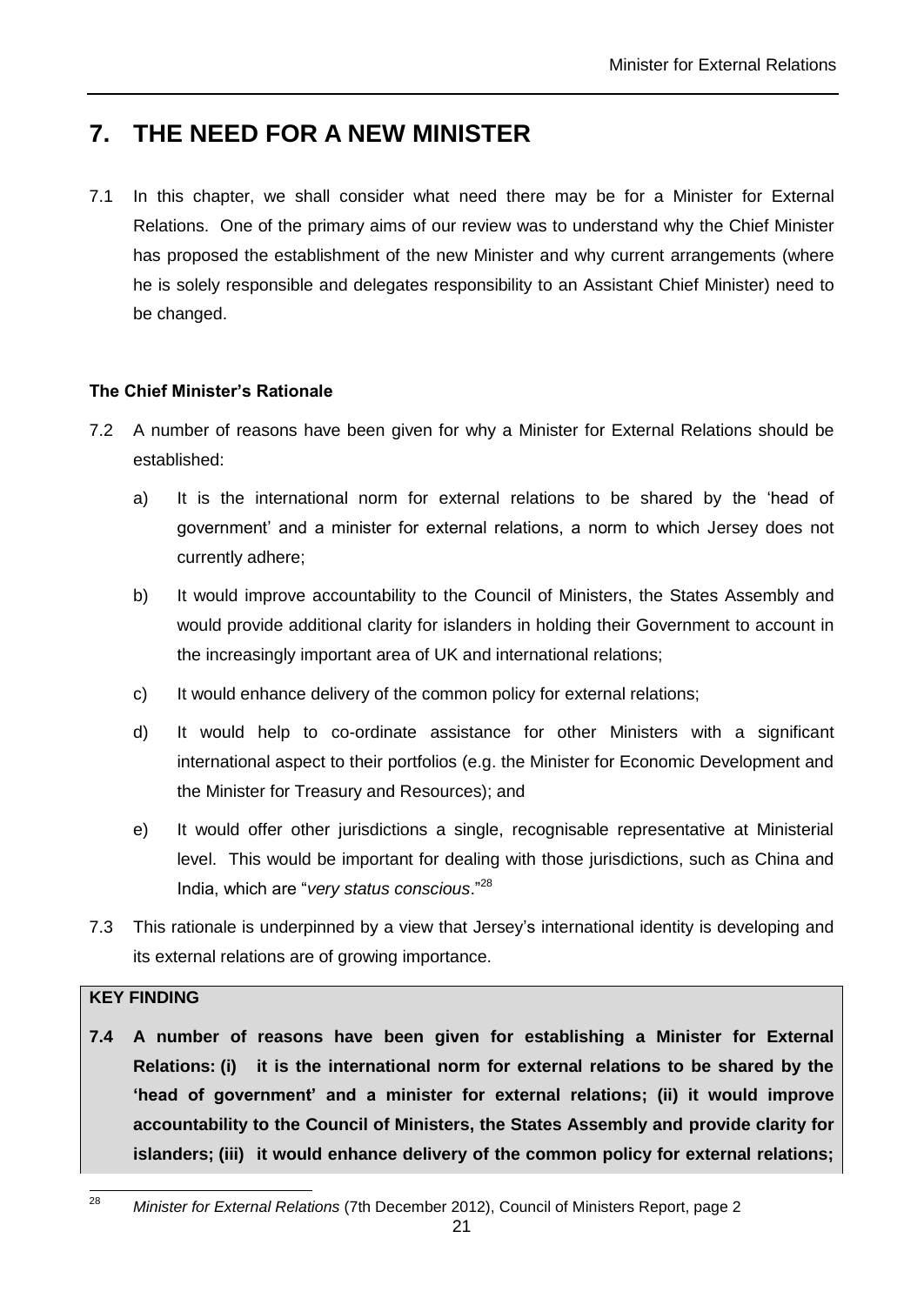## 7. THE NEED FOR A NEW MINISTER

7.1 In this chapter, we shall consider what need there may be for a Minister for External Relations. One of the primary aims of our review was to understand why the Chief Minister has proposed the establishment of the new Minister and why current arrangements (where he is solely responsible and delegates responsibility to an Assistant Chief Minister) need to be changed.

**The Chief Minister's Rationale**

7.2 A number of reasons have been given for why a Minister for External Relations should be established:

a) It is the international norm for external relations to be shared by the 'head of government' and a minister for external relations, a norm to which Jersey does not currently adhere;

b) It would improve accountability to the Council of Ministers, the States Assembly and would provide additional clarity for islanders in holding their Government to account in the increasingly important area of UK and international relations;

c) It would enhance delivery of the common policy for external relations;

d) It would help to co-ordinate assistance for other Ministers with a significant international aspect to their portfolios (e.g. the Minister for Economic Development and the Minister for Treasury and Resources); and

e) It would offer other jurisdictions a single, recognisable representative at Ministerial level. This would be important for dealing with those jurisdictions, such as China and India, which are "*very status conscious*."[28]

7.3 This rationale is underpinned by a view that Jersey's international identity is developing and its external relations are of growing importance.

**KEY FINDING**

**7.4 A number of reasons have been given for establishing a Minister for External Relations: (i) it is the international norm for external relations to be shared by the 'head of government' and a minister for external relations; (ii) it would improve accountability to the Council of Ministers, the States Assembly and provide clarity for islanders; (iii) it would enhance delivery of the common policy for external relations;**

[28] *Minister for External Relations* (7th December 2012), Council of Ministers Report, page 2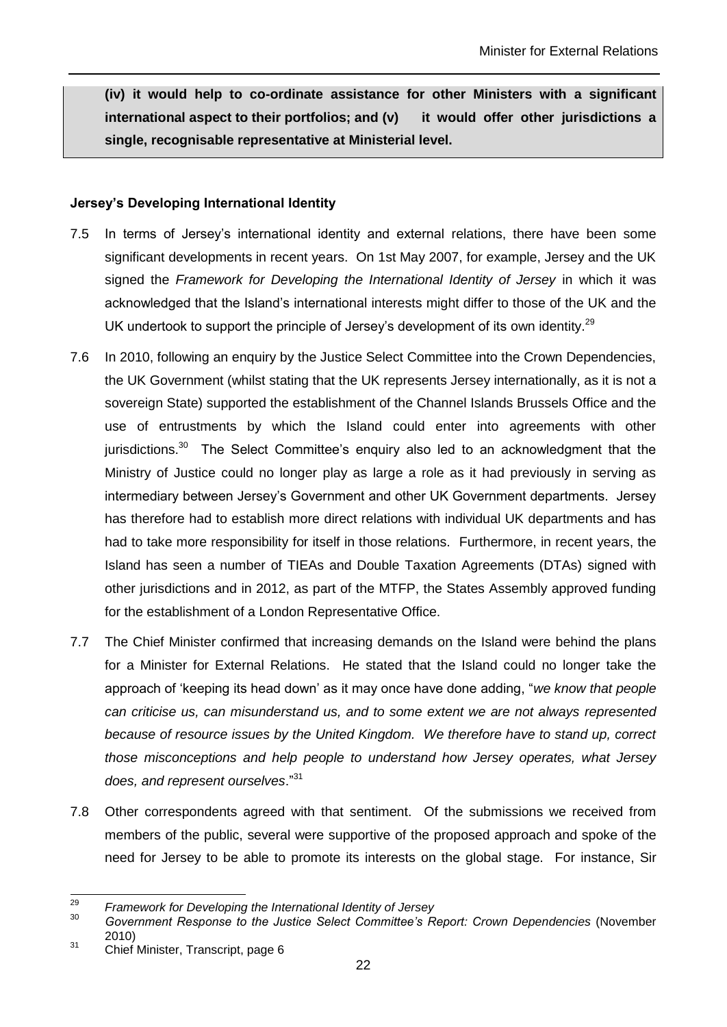**(iv) it would help to co-ordinate assistance for other Ministers with a significant international aspect to their portfolios; and (v) it would offer other jurisdictions a single, recognisable representative at Ministerial level.**

**Jersey's Developing International Identity**

7.5 In terms of Jersey's international identity and external relations, there have been some significant developments in recent years. On 1st May 2007, for example, Jersey and the UK signed the *Framework for Developing the International Identity of Jersey* in which it was acknowledged that the Island's international interests might differ to those of the UK and the UK undertook to support the principle of Jersey's development of its own identity.[29]

7.6 In 2010, following an enquiry by the Justice Select Committee into the Crown Dependencies, the UK Government (whilst stating that the UK represents Jersey internationally, as it is not a sovereign State) supported the establishment of the Channel Islands Brussels Office and the use of entrustments by which the Island could enter into agreements with other jurisdictions.[30] The Select Committee's enquiry also led to an acknowledgment that the Ministry of Justice could no longer play as large a role as it had previously in serving as intermediary between Jersey's Government and other UK Government departments. Jersey has therefore had to establish more direct relations with individual UK departments and has had to take more responsibility for itself in those relations. Furthermore, in recent years, the Island has seen a number of TIEAs and Double Taxation Agreements (DTAs) signed with other jurisdictions and in 2012, as part of the MTFP, the States Assembly approved funding for the establishment of a London Representative Office.

7.7 The Chief Minister confirmed that increasing demands on the Island were behind the plans for a Minister for External Relations. He stated that the Island could no longer take the approach of 'keeping its head down' as it may once have done adding, "*we know that people can criticise us, can misunderstand us, and to some extent we are not always represented because of resource issues by the United Kingdom. We therefore have to stand up, correct those misconceptions and help people to understand how Jersey operates, what Jersey does, and represent ourselves*."[31]

7.8 Other correspondents agreed with that sentiment. Of the submissions we received from members of the public, several were supportive of the proposed approach and spoke of the need for Jersey to be able to promote its interests on the global stage. For instance, Sir

---

[29] *Framework for Developing the International Identity of Jersey*

[30] *Government Response to the Justice Select Committee's Report: Crown Dependencies* (November 2010)

[31] Chief Minister, Transcript, page 6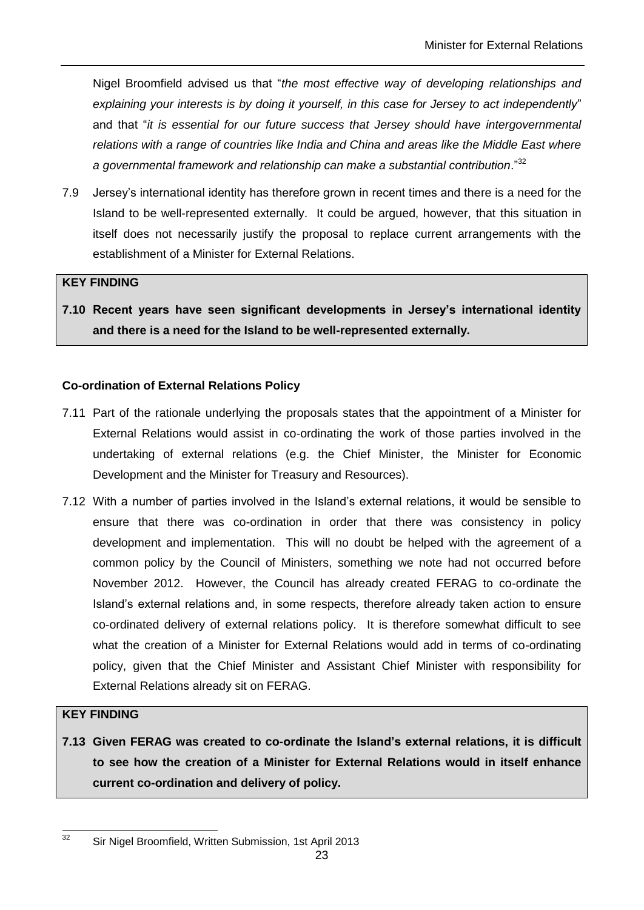Nigel Broomfield advised us that "*the most effective way of developing relationships and explaining your interests is by doing it yourself, in this case for Jersey to act independently*" and that "*it is essential for our future success that Jersey should have intergovernmental relations with a range of countries like India and China and areas like the Middle East where a governmental framework and relationship can make a substantial contribution*."[32]

7.9 Jersey's international identity has therefore grown in recent times and there is a need for the Island to be well-represented externally. It could be argued, however, that this situation in itself does not necessarily justify the proposal to replace current arrangements with the establishment of a Minister for External Relations.

**KEY FINDING**

**7.10 Recent years have seen significant developments in Jersey's international identity and there is a need for the Island to be well-represented externally.**

**Co-ordination of External Relations Policy**

7.11 Part of the rationale underlying the proposals states that the appointment of a Minister for External Relations would assist in co-ordinating the work of those parties involved in the undertaking of external relations (e.g. the Chief Minister, the Minister for Economic Development and the Minister for Treasury and Resources).

7.12 With a number of parties involved in the Island's external relations, it would be sensible to ensure that there was co-ordination in order that there was consistency in policy development and implementation. This will no doubt be helped with the agreement of a common policy by the Council of Ministers, something we note had not occurred before November 2012. However, the Council has already created FERAG to co-ordinate the Island's external relations and, in some respects, therefore already taken action to ensure co-ordinated delivery of external relations policy. It is therefore somewhat difficult to see what the creation of a Minister for External Relations would add in terms of co-ordinating policy, given that the Chief Minister and Assistant Chief Minister with responsibility for External Relations already sit on FERAG.

**KEY FINDING**

**7.13 Given FERAG was created to co-ordinate the Island's external relations, it is difficult to see how the creation of a Minister for External Relations would in itself enhance current co-ordination and delivery of policy.**

[32] Sir Nigel Broomfield, Written Submission, 1st April 2013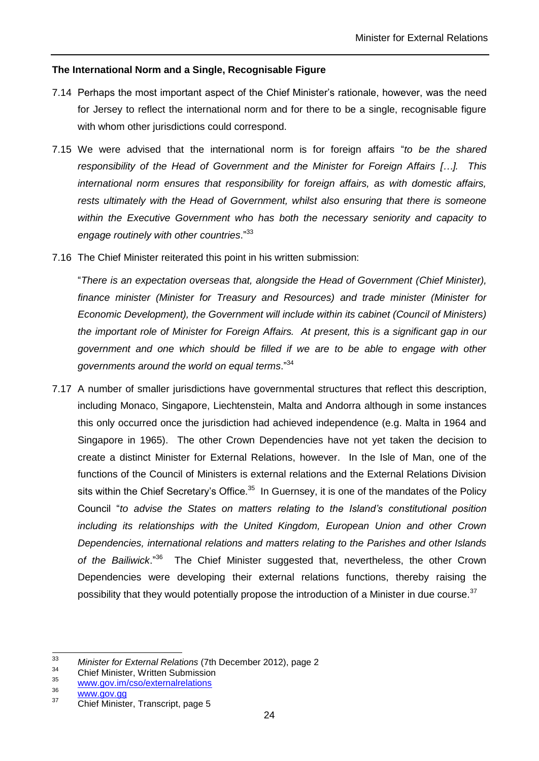### The International Norm and a Single, Recognisable Figure

7.14 Perhaps the most important aspect of the Chief Minister's rationale, however, was the need for Jersey to reflect the international norm and for there to be a single, recognisable figure with whom other jurisdictions could correspond.

7.15 We were advised that the international norm is for foreign affairs "*to be the shared responsibility of the Head of Government and the Minister for Foreign Affairs […]. This international norm ensures that responsibility for foreign affairs, as with domestic affairs, rests ultimately with the Head of Government, whilst also ensuring that there is someone within the Executive Government who has both the necessary seniority and capacity to engage routinely with other countries*."[33]

7.16 The Chief Minister reiterated this point in his written submission:

"*There is an expectation overseas that, alongside the Head of Government (Chief Minister), finance minister (Minister for Treasury and Resources) and trade minister (Minister for Economic Development), the Government will include within its cabinet (Council of Ministers) the important role of Minister for Foreign Affairs. At present, this is a significant gap in our government and one which should be filled if we are to be able to engage with other governments around the world on equal terms*."[34]

7.17 A number of smaller jurisdictions have governmental structures that reflect this description, including Monaco, Singapore, Liechtenstein, Malta and Andorra although in some instances this only occurred once the jurisdiction had achieved independence (e.g. Malta in 1964 and Singapore in 1965). The other Crown Dependencies have not yet taken the decision to create a distinct Minister for External Relations, however. In the Isle of Man, one of the functions of the Council of Ministers is external relations and the External Relations Division sits within the Chief Secretary's Office.[35] In Guernsey, it is one of the mandates of the Policy Council "*to advise the States on matters relating to the Island's constitutional position including its relationships with the United Kingdom, European Union and other Crown Dependencies, international relations and matters relating to the Parishes and other Islands of the Bailiwick*."[36] The Chief Minister suggested that, nevertheless, the other Crown Dependencies were developing their external relations functions, thereby raising the possibility that they would potentially propose the introduction of a Minister in due course.[37]

---

[33] *Minister for External Relations* (7th December 2012), page 2
[34] Chief Minister, Written Submission
[35] www.gov.im/cso/externalrelations
[36] www.gov.gg
[37] Chief Minister, Transcript, page 5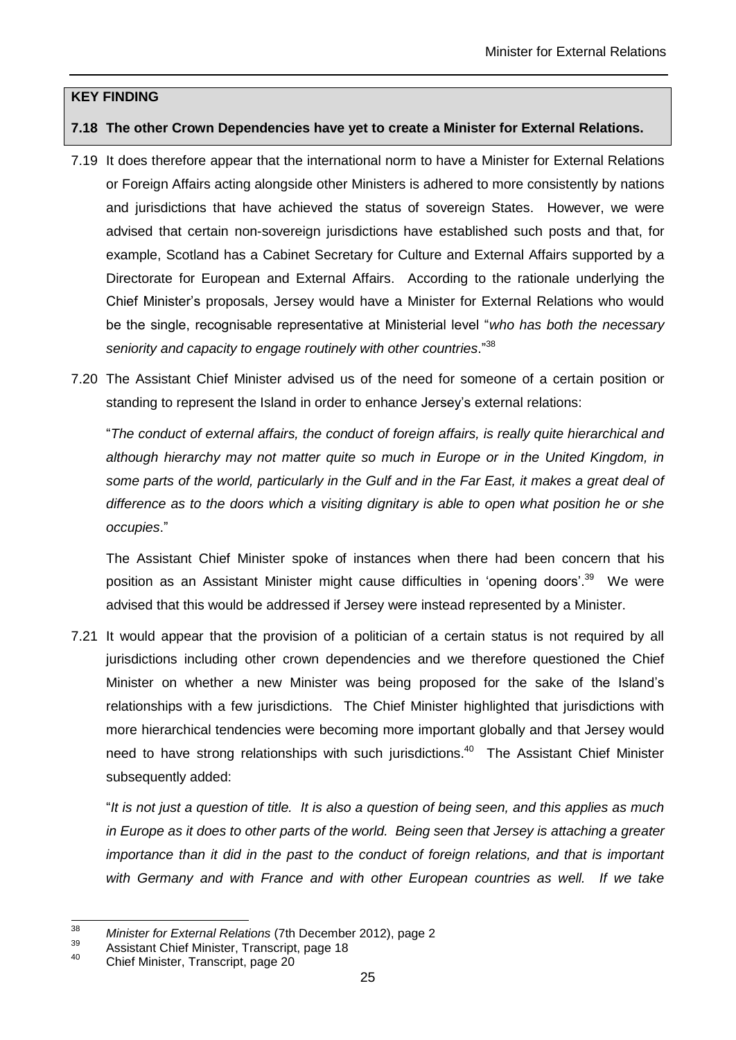**KEY FINDING**

**7.18 The other Crown Dependencies have yet to create a Minister for External Relations.**

7.19 It does therefore appear that the international norm to have a Minister for External Relations or Foreign Affairs acting alongside other Ministers is adhered to more consistently by nations and jurisdictions that have achieved the status of sovereign States. However, we were advised that certain non-sovereign jurisdictions have established such posts and that, for example, Scotland has a Cabinet Secretary for Culture and External Affairs supported by a Directorate for European and External Affairs. According to the rationale underlying the Chief Minister's proposals, Jersey would have a Minister for External Relations who would be the single, recognisable representative at Ministerial level "*who has both the necessary seniority and capacity to engage routinely with other countries*."[38]

7.20 The Assistant Chief Minister advised us of the need for someone of a certain position or standing to represent the Island in order to enhance Jersey's external relations:

"*The conduct of external affairs, the conduct of foreign affairs, is really quite hierarchical and although hierarchy may not matter quite so much in Europe or in the United Kingdom, in some parts of the world, particularly in the Gulf and in the Far East, it makes a great deal of difference as to the doors which a visiting dignitary is able to open what position he or she occupies*."

The Assistant Chief Minister spoke of instances when there had been concern that his position as an Assistant Minister might cause difficulties in 'opening doors'.[39] We were advised that this would be addressed if Jersey were instead represented by a Minister.

7.21 It would appear that the provision of a politician of a certain status is not required by all jurisdictions including other crown dependencies and we therefore questioned the Chief Minister on whether a new Minister was being proposed for the sake of the Island's relationships with a few jurisdictions. The Chief Minister highlighted that jurisdictions with more hierarchical tendencies were becoming more important globally and that Jersey would need to have strong relationships with such jurisdictions.[40] The Assistant Chief Minister subsequently added:

"*It is not just a question of title. It is also a question of being seen, and this applies as much in Europe as it does to other parts of the world. Being seen that Jersey is attaching a greater importance than it did in the past to the conduct of foreign relations, and that is important with Germany and with France and with other European countries as well. If we take*

---

[38] *Minister for External Relations* (7th December 2012), page 2

[39] Assistant Chief Minister, Transcript, page 18

[40] Chief Minister, Transcript, page 20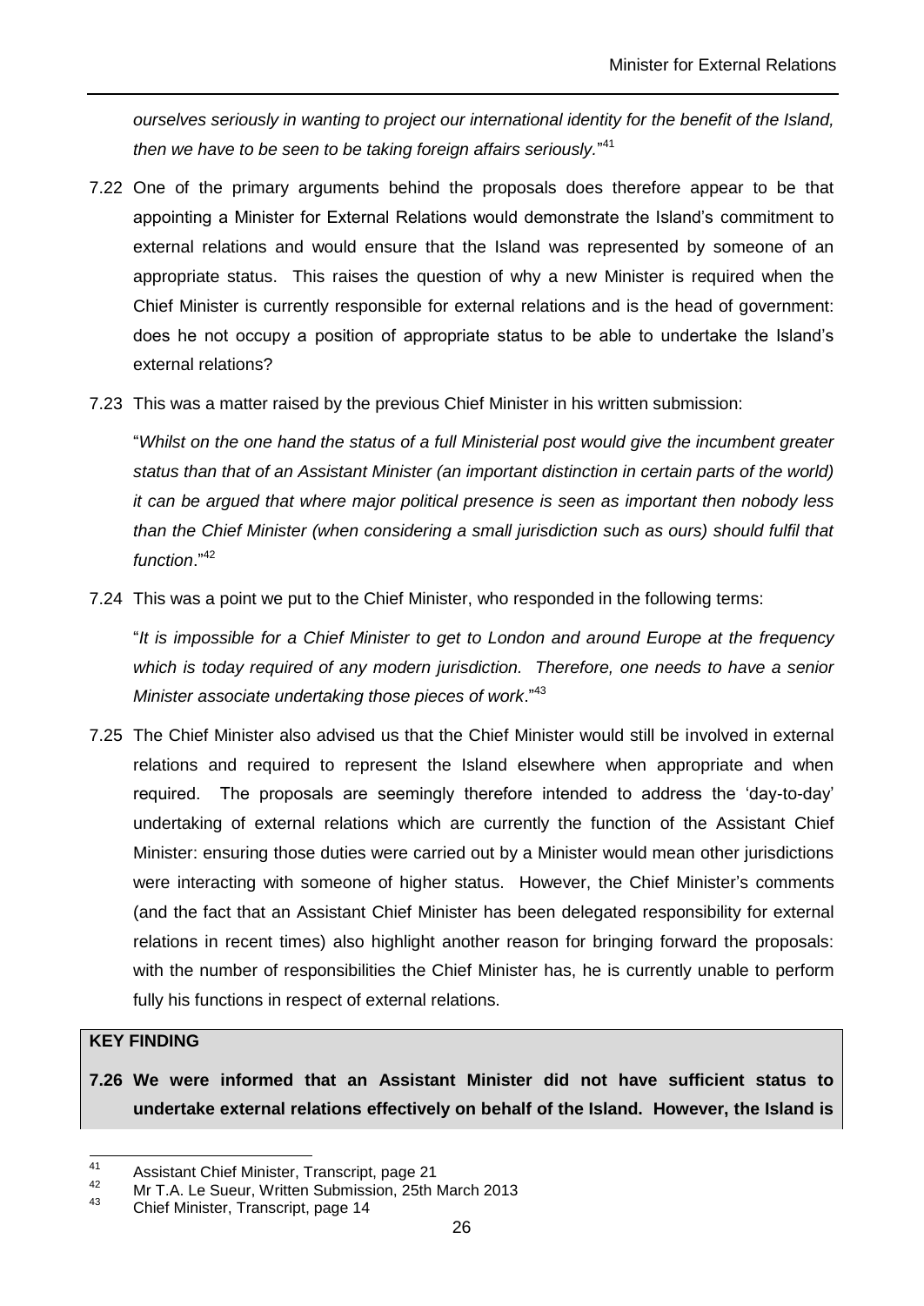*ourselves seriously in wanting to project our international identity for the benefit of the Island, then we have to be seen to be taking foreign affairs seriously.*"[41]

7.22 One of the primary arguments behind the proposals does therefore appear to be that appointing a Minister for External Relations would demonstrate the Island's commitment to external relations and would ensure that the Island was represented by someone of an appropriate status. This raises the question of why a new Minister is required when the Chief Minister is currently responsible for external relations and is the head of government: does he not occupy a position of appropriate status to be able to undertake the Island's external relations?

7.23 This was a matter raised by the previous Chief Minister in his written submission:

"*Whilst on the one hand the status of a full Ministerial post would give the incumbent greater status than that of an Assistant Minister (an important distinction in certain parts of the world) it can be argued that where major political presence is seen as important then nobody less than the Chief Minister (when considering a small jurisdiction such as ours) should fulfil that function*."[42]

7.24 This was a point we put to the Chief Minister, who responded in the following terms:

"*It is impossible for a Chief Minister to get to London and around Europe at the frequency which is today required of any modern jurisdiction. Therefore, one needs to have a senior Minister associate undertaking those pieces of work*."[43]

7.25 The Chief Minister also advised us that the Chief Minister would still be involved in external relations and required to represent the Island elsewhere when appropriate and when required. The proposals are seemingly therefore intended to address the 'day-to-day' undertaking of external relations which are currently the function of the Assistant Chief Minister: ensuring those duties were carried out by a Minister would mean other jurisdictions were interacting with someone of higher status. However, the Chief Minister's comments (and the fact that an Assistant Chief Minister has been delegated responsibility for external relations in recent times) also highlight another reason for bringing forward the proposals: with the number of responsibilities the Chief Minister has, he is currently unable to perform fully his functions in respect of external relations.

**KEY FINDING**

**7.26 We were informed that an Assistant Minister did not have sufficient status to undertake external relations effectively on behalf of the Island. However, the Island is**

---

[41] Assistant Chief Minister, Transcript, page 21

[42] Mr T.A. Le Sueur, Written Submission, 25th March 2013

[43] Chief Minister, Transcript, page 14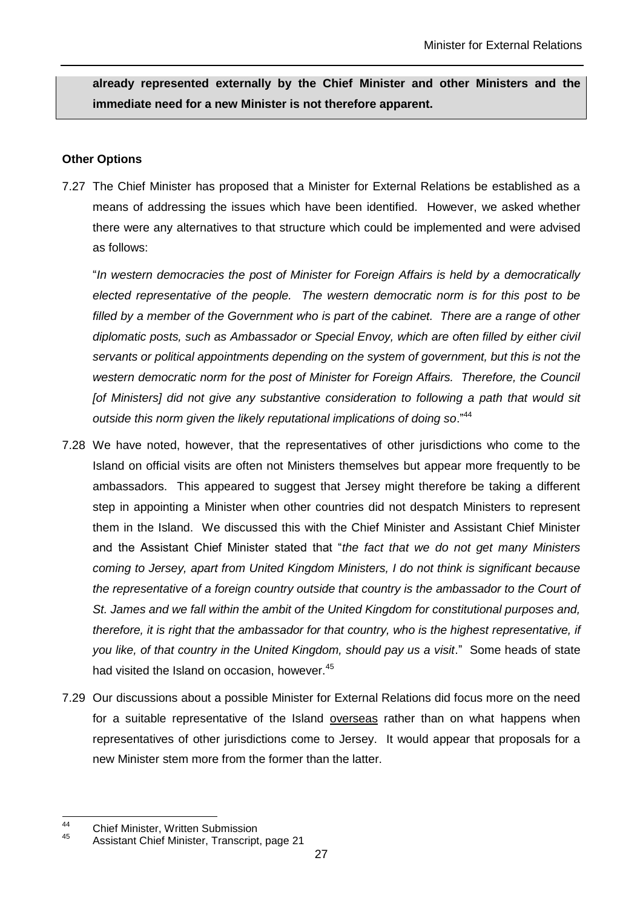**already represented externally by the Chief Minister and other Ministers and the immediate need for a new Minister is not therefore apparent.**

**Other Options**

7.27 The Chief Minister has proposed that a Minister for External Relations be established as a means of addressing the issues which have been identified. However, we asked whether there were any alternatives to that structure which could be implemented and were advised as follows:

"*In western democracies the post of Minister for Foreign Affairs is held by a democratically elected representative of the people. The western democratic norm is for this post to be filled by a member of the Government who is part of the cabinet. There are a range of other diplomatic posts, such as Ambassador or Special Envoy, which are often filled by either civil servants or political appointments depending on the system of government, but this is not the western democratic norm for the post of Minister for Foreign Affairs. Therefore, the Council [of Ministers] did not give any substantive consideration to following a path that would sit outside this norm given the likely reputational implications of doing so*."[44]

7.28 We have noted, however, that the representatives of other jurisdictions who come to the Island on official visits are often not Ministers themselves but appear more frequently to be ambassadors. This appeared to suggest that Jersey might therefore be taking a different step in appointing a Minister when other countries did not despatch Ministers to represent them in the Island. We discussed this with the Chief Minister and Assistant Chief Minister and the Assistant Chief Minister stated that "*the fact that we do not get many Ministers coming to Jersey, apart from United Kingdom Ministers, I do not think is significant because the representative of a foreign country outside that country is the ambassador to the Court of St. James and we fall within the ambit of the United Kingdom for constitutional purposes and, therefore, it is right that the ambassador for that country, who is the highest representative, if you like, of that country in the United Kingdom, should pay us a visit*." Some heads of state had visited the Island on occasion, however.[45]

7.29 Our discussions about a possible Minister for External Relations did focus more on the need for a suitable representative of the Island overseas rather than on what happens when representatives of other jurisdictions come to Jersey. It would appear that proposals for a new Minister stem more from the former than the latter.

---

[44] Chief Minister, Written Submission

[45] Assistant Chief Minister, Transcript, page 21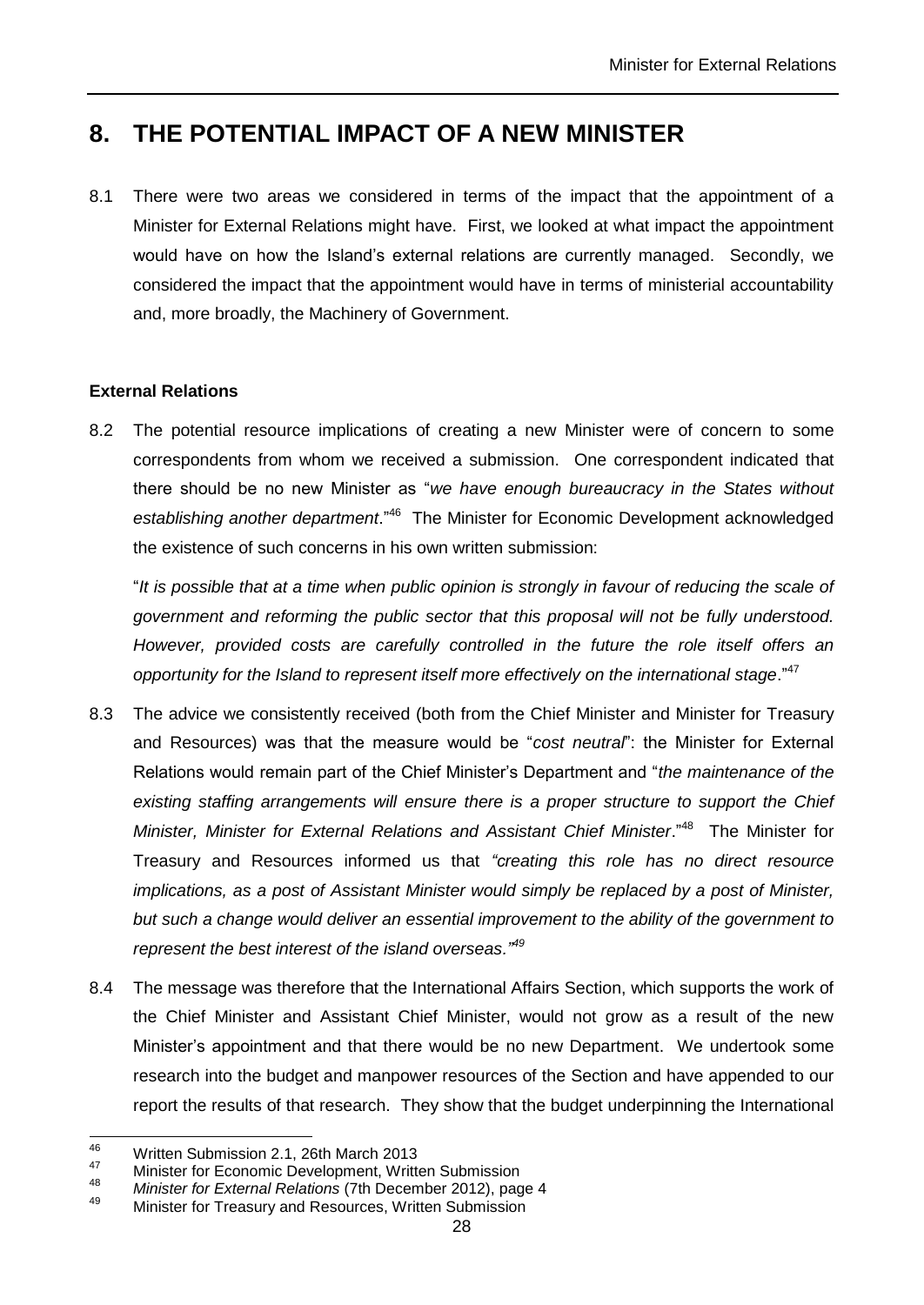## 8. THE POTENTIAL IMPACT OF A NEW MINISTER

8.1 There were two areas we considered in terms of the impact that the appointment of a Minister for External Relations might have. First, we looked at what impact the appointment would have on how the Island's external relations are currently managed. Secondly, we considered the impact that the appointment would have in terms of ministerial accountability and, more broadly, the Machinery of Government.

**External Relations**

8.2 The potential resource implications of creating a new Minister were of concern to some correspondents from whom we received a submission. One correspondent indicated that there should be no new Minister as "*we have enough bureaucracy in the States without establishing another department*."[46] The Minister for Economic Development acknowledged the existence of such concerns in his own written submission:

"*It is possible that at a time when public opinion is strongly in favour of reducing the scale of government and reforming the public sector that this proposal will not be fully understood. However, provided costs are carefully controlled in the future the role itself offers an opportunity for the Island to represent itself more effectively on the international stage*."[47]

8.3 The advice we consistently received (both from the Chief Minister and Minister for Treasury and Resources) was that the measure would be "*cost neutral*": the Minister for External Relations would remain part of the Chief Minister's Department and "*the maintenance of the existing staffing arrangements will ensure there is a proper structure to support the Chief Minister, Minister for External Relations and Assistant Chief Minister*."[48] The Minister for Treasury and Resources informed us that *"creating this role has no direct resource implications, as a post of Assistant Minister would simply be replaced by a post of Minister, but such a change would deliver an essential improvement to the ability of the government to represent the best interest of the island overseas."*[49]

8.4 The message was therefore that the International Affairs Section, which supports the work of the Chief Minister and Assistant Chief Minister, would not grow as a result of the new Minister's appointment and that there would be no new Department. We undertook some research into the budget and manpower resources of the Section and have appended to our report the results of that research. They show that the budget underpinning the International

---

[46] Written Submission 2.1, 26th March 2013

[47] Minister for Economic Development, Written Submission

[48] *Minister for External Relations* (7th December 2012), page 4

[49] Minister for Treasury and Resources, Written Submission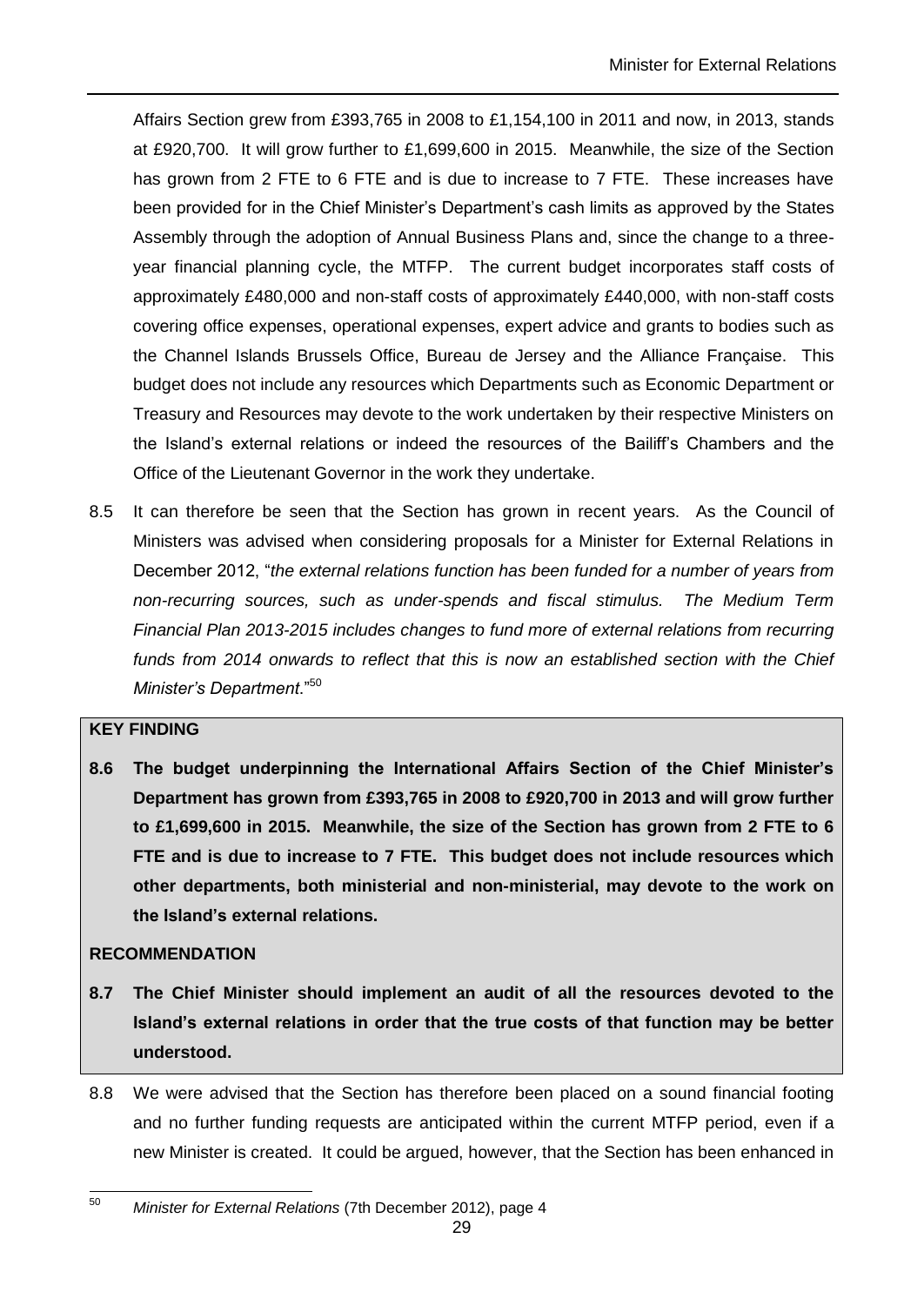Affairs Section grew from £393,765 in 2008 to £1,154,100 in 2011 and now, in 2013, stands at £920,700. It will grow further to £1,699,600 in 2015. Meanwhile, the size of the Section has grown from 2 FTE to 6 FTE and is due to increase to 7 FTE. These increases have been provided for in the Chief Minister's Department's cash limits as approved by the States Assembly through the adoption of Annual Business Plans and, since the change to a three-year financial planning cycle, the MTFP. The current budget incorporates staff costs of approximately £480,000 and non-staff costs of approximately £440,000, with non-staff costs covering office expenses, operational expenses, expert advice and grants to bodies such as the Channel Islands Brussels Office, Bureau de Jersey and the Alliance Française. This budget does not include any resources which Departments such as Economic Department or Treasury and Resources may devote to the work undertaken by their respective Ministers on the Island's external relations or indeed the resources of the Bailiff's Chambers and the Office of the Lieutenant Governor in the work they undertake.

8.5 It can therefore be seen that the Section has grown in recent years. As the Council of Ministers was advised when considering proposals for a Minister for External Relations in December 2012, "*the external relations function has been funded for a number of years from non-recurring sources, such as under-spends and fiscal stimulus. The Medium Term Financial Plan 2013-2015 includes changes to fund more of external relations from recurring funds from 2014 onwards to reflect that this is now an established section with the Chief Minister's Department*."[50]

**KEY FINDING**

**8.6 The budget underpinning the International Affairs Section of the Chief Minister's Department has grown from £393,765 in 2008 to £920,700 in 2013 and will grow further to £1,699,600 in 2015. Meanwhile, the size of the Section has grown from 2 FTE to 6 FTE and is due to increase to 7 FTE. This budget does not include resources which other departments, both ministerial and non-ministerial, may devote to the work on the Island's external relations.**

**RECOMMENDATION**

**8.7 The Chief Minister should implement an audit of all the resources devoted to the Island's external relations in order that the true costs of that function may be better understood.**

8.8 We were advised that the Section has therefore been placed on a sound financial footing and no further funding requests are anticipated within the current MTFP period, even if a new Minister is created. It could be argued, however, that the Section has been enhanced in

[50] *Minister for External Relations* (7th December 2012), page 4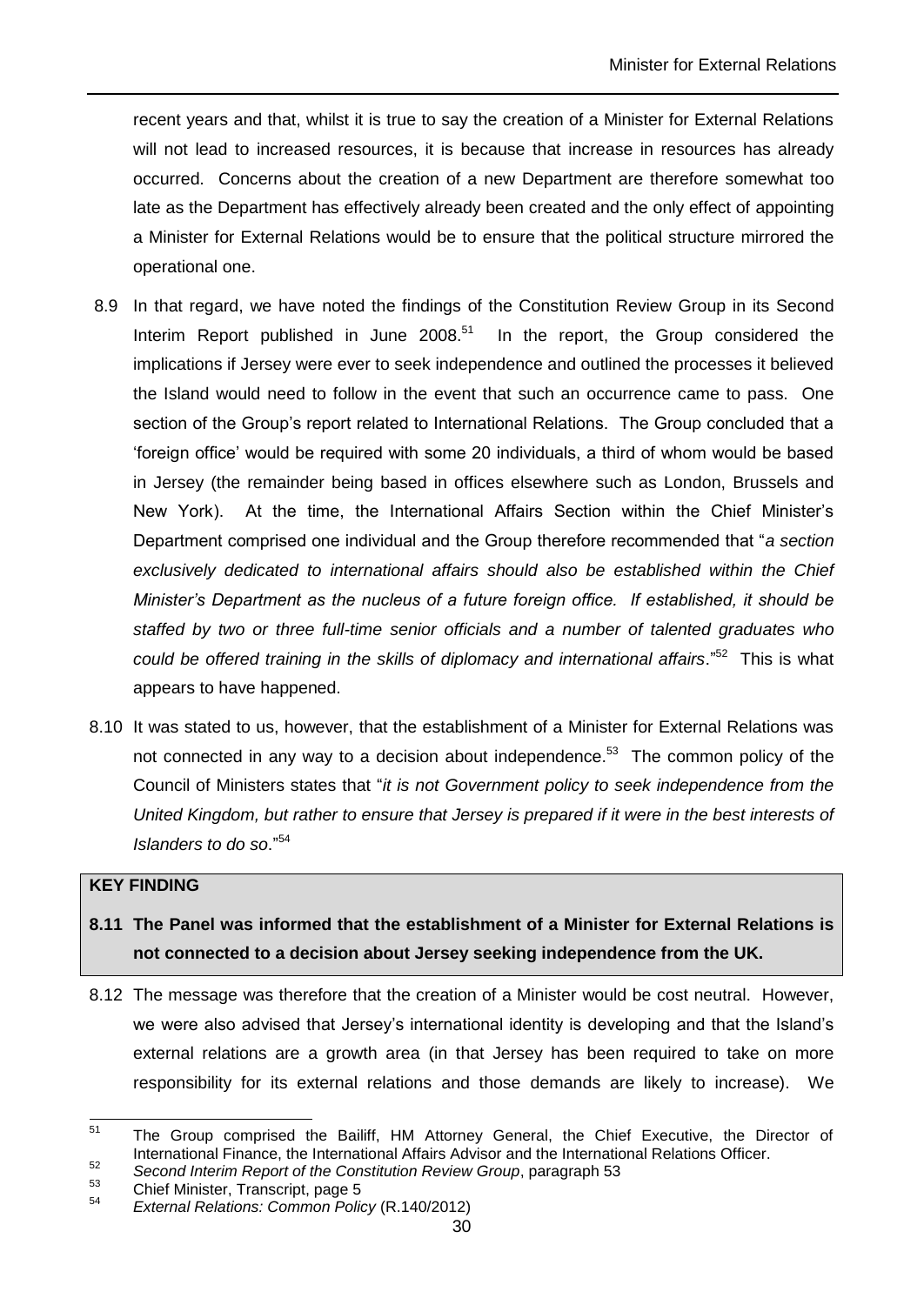recent years and that, whilst it is true to say the creation of a Minister for External Relations will not lead to increased resources, it is because that increase in resources has already occurred. Concerns about the creation of a new Department are therefore somewhat too late as the Department has effectively already been created and the only effect of appointing a Minister for External Relations would be to ensure that the political structure mirrored the operational one.

8.9 In that regard, we have noted the findings of the Constitution Review Group in its Second Interim Report published in June 2008.[51] In the report, the Group considered the implications if Jersey were ever to seek independence and outlined the processes it believed the Island would need to follow in the event that such an occurrence came to pass. One section of the Group's report related to International Relations. The Group concluded that a 'foreign office' would be required with some 20 individuals, a third of whom would be based in Jersey (the remainder being based in offices elsewhere such as London, Brussels and New York). At the time, the International Affairs Section within the Chief Minister's Department comprised one individual and the Group therefore recommended that "*a section exclusively dedicated to international affairs should also be established within the Chief Minister's Department as the nucleus of a future foreign office. If established, it should be staffed by two or three full-time senior officials and a number of talented graduates who could be offered training in the skills of diplomacy and international affairs*."[52] This is what appears to have happened.

8.10 It was stated to us, however, that the establishment of a Minister for External Relations was not connected in any way to a decision about independence.[53] The common policy of the Council of Ministers states that "*it is not Government policy to seek independence from the United Kingdom, but rather to ensure that Jersey is prepared if it were in the best interests of Islanders to do so*."[54]

**KEY FINDING**

**8.11 The Panel was informed that the establishment of a Minister for External Relations is not connected to a decision about Jersey seeking independence from the UK.**

8.12 The message was therefore that the creation of a Minister would be cost neutral. However, we were also advised that Jersey's international identity is developing and that the Island's external relations are a growth area (in that Jersey has been required to take on more responsibility for its external relations and those demands are likely to increase). We

[51] The Group comprised the Bailiff, HM Attorney General, the Chief Executive, the Director of International Finance, the International Affairs Advisor and the International Relations Officer.

[52] *Second Interim Report of the Constitution Review Group*, paragraph 53

[53] Chief Minister, Transcript, page 5

[54] *External Relations: Common Policy* (R.140/2012)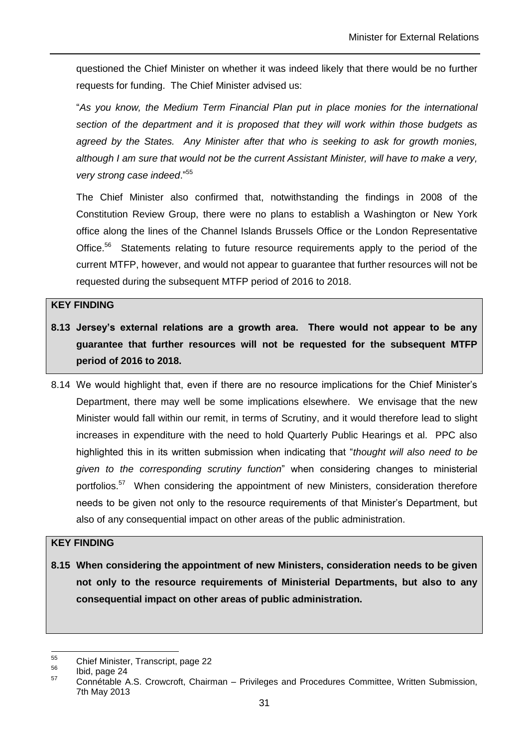questioned the Chief Minister on whether it was indeed likely that there would be no further requests for funding. The Chief Minister advised us:

"*As you know, the Medium Term Financial Plan put in place monies for the international section of the department and it is proposed that they will work within those budgets as agreed by the States. Any Minister after that who is seeking to ask for growth monies, although I am sure that would not be the current Assistant Minister, will have to make a very, very strong case indeed*."[55]

The Chief Minister also confirmed that, notwithstanding the findings in 2008 of the Constitution Review Group, there were no plans to establish a Washington or New York office along the lines of the Channel Islands Brussels Office or the London Representative Office.[56] Statements relating to future resource requirements apply to the period of the current MTFP, however, and would not appear to guarantee that further resources will not be requested during the subsequent MTFP period of 2016 to 2018.

**KEY FINDING**

**8.13 Jersey's external relations are a growth area. There would not appear to be any guarantee that further resources will not be requested for the subsequent MTFP period of 2016 to 2018.**

8.14 We would highlight that, even if there are no resource implications for the Chief Minister's Department, there may well be some implications elsewhere. We envisage that the new Minister would fall within our remit, in terms of Scrutiny, and it would therefore lead to slight increases in expenditure with the need to hold Quarterly Public Hearings et al. PPC also highlighted this in its written submission when indicating that "*thought will also need to be given to the corresponding scrutiny function*" when considering changes to ministerial portfolios.[57] When considering the appointment of new Ministers, consideration therefore needs to be given not only to the resource requirements of that Minister's Department, but also of any consequential impact on other areas of the public administration.

**KEY FINDING**

**8.15 When considering the appointment of new Ministers, consideration needs to be given not only to the resource requirements of Ministerial Departments, but also to any consequential impact on other areas of public administration.**

---

[55] Chief Minister, Transcript, page 22

[56] Ibid, page 24

[57] Connétable A.S. Crowcroft, Chairman – Privileges and Procedures Committee, Written Submission, 7th May 2013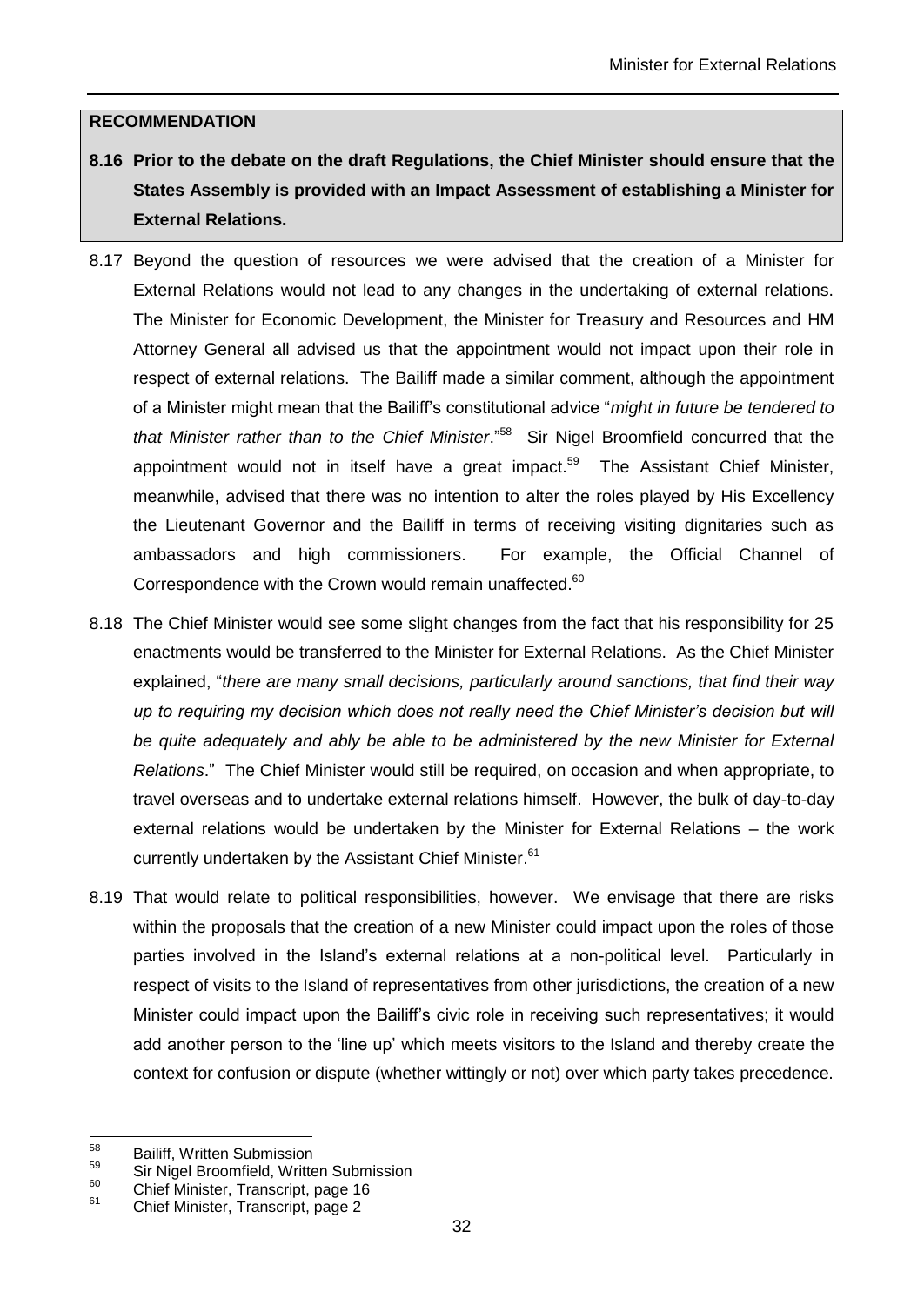**RECOMMENDATION**

**8.16 Prior to the debate on the draft Regulations, the Chief Minister should ensure that the States Assembly is provided with an Impact Assessment of establishing a Minister for External Relations.**

8.17 Beyond the question of resources we were advised that the creation of a Minister for External Relations would not lead to any changes in the undertaking of external relations. The Minister for Economic Development, the Minister for Treasury and Resources and HM Attorney General all advised us that the appointment would not impact upon their role in respect of external relations. The Bailiff made a similar comment, although the appointment of a Minister might mean that the Bailiff's constitutional advice "*might in future be tendered to that Minister rather than to the Chief Minister*."[58] Sir Nigel Broomfield concurred that the appointment would not in itself have a great impact.[59] The Assistant Chief Minister, meanwhile, advised that there was no intention to alter the roles played by His Excellency the Lieutenant Governor and the Bailiff in terms of receiving visiting dignitaries such as ambassadors and high commissioners. For example, the Official Channel of Correspondence with the Crown would remain unaffected.[60]

8.18 The Chief Minister would see some slight changes from the fact that his responsibility for 25 enactments would be transferred to the Minister for External Relations. As the Chief Minister explained, "*there are many small decisions, particularly around sanctions, that find their way up to requiring my decision which does not really need the Chief Minister's decision but will be quite adequately and ably be able to be administered by the new Minister for External Relations*." The Chief Minister would still be required, on occasion and when appropriate, to travel overseas and to undertake external relations himself. However, the bulk of day-to-day external relations would be undertaken by the Minister for External Relations – the work currently undertaken by the Assistant Chief Minister.[61]

8.19 That would relate to political responsibilities, however. We envisage that there are risks within the proposals that the creation of a new Minister could impact upon the roles of those parties involved in the Island's external relations at a non-political level. Particularly in respect of visits to the Island of representatives from other jurisdictions, the creation of a new Minister could impact upon the Bailiff's civic role in receiving such representatives; it would add another person to the 'line up' which meets visitors to the Island and thereby create the context for confusion or dispute (whether wittingly or not) over which party takes precedence.

---

[58] Bailiff, Written Submission

[59] Sir Nigel Broomfield, Written Submission

[60] Chief Minister, Transcript, page 16

[61] Chief Minister, Transcript, page 2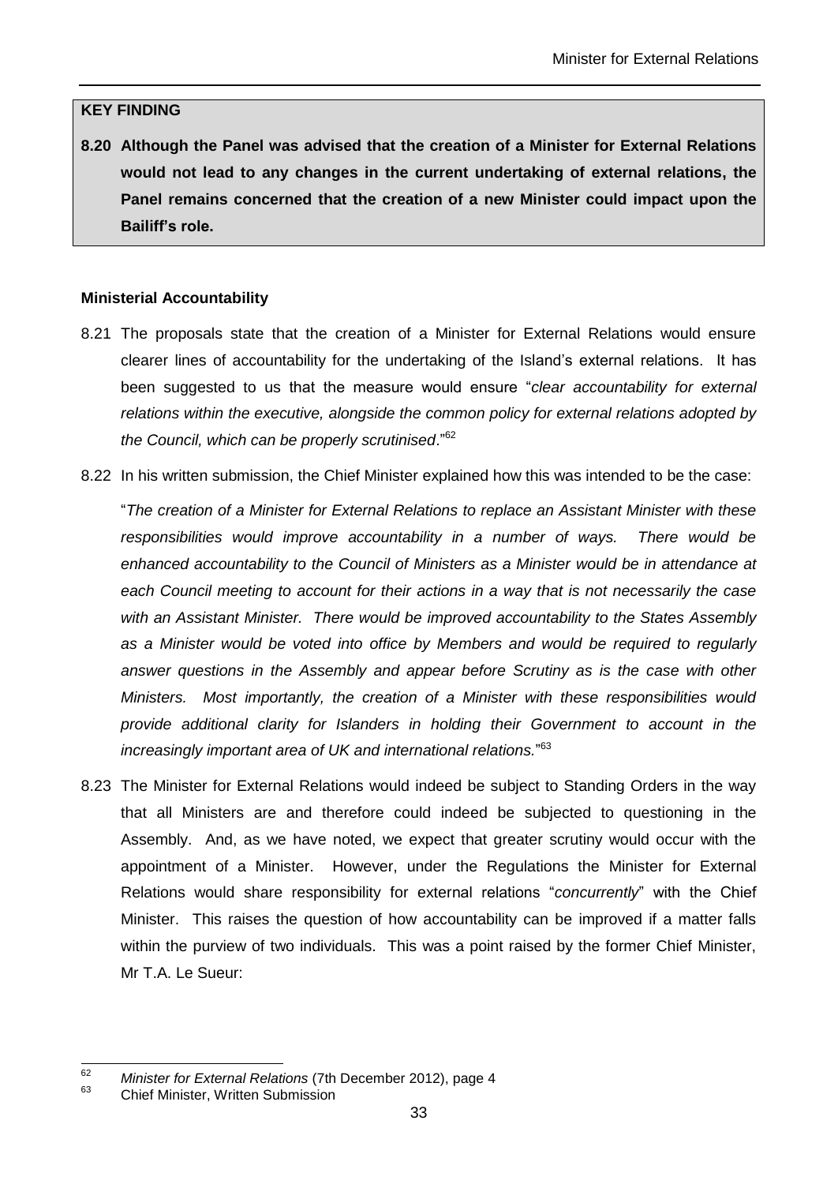**KEY FINDING**

**8.20 Although the Panel was advised that the creation of a Minister for External Relations would not lead to any changes in the current undertaking of external relations, the Panel remains concerned that the creation of a new Minister could impact upon the Bailiff's role.**

**Ministerial Accountability**

8.21 The proposals state that the creation of a Minister for External Relations would ensure clearer lines of accountability for the undertaking of the Island's external relations. It has been suggested to us that the measure would ensure "*clear accountability for external relations within the executive, alongside the common policy for external relations adopted by the Council, which can be properly scrutinised*."[62]

8.22 In his written submission, the Chief Minister explained how this was intended to be the case:

"*The creation of a Minister for External Relations to replace an Assistant Minister with these responsibilities would improve accountability in a number of ways. There would be enhanced accountability to the Council of Ministers as a Minister would be in attendance at each Council meeting to account for their actions in a way that is not necessarily the case with an Assistant Minister. There would be improved accountability to the States Assembly as a Minister would be voted into office by Members and would be required to regularly answer questions in the Assembly and appear before Scrutiny as is the case with other Ministers. Most importantly, the creation of a Minister with these responsibilities would provide additional clarity for Islanders in holding their Government to account in the increasingly important area of UK and international relations.*"[63]

8.23 The Minister for External Relations would indeed be subject to Standing Orders in the way that all Ministers are and therefore could indeed be subjected to questioning in the Assembly. And, as we have noted, we expect that greater scrutiny would occur with the appointment of a Minister. However, under the Regulations the Minister for External Relations would share responsibility for external relations "*concurrently*" with the Chief Minister. This raises the question of how accountability can be improved if a matter falls within the purview of two individuals. This was a point raised by the former Chief Minister, Mr T.A. Le Sueur:

---

[62] *Minister for External Relations* (7th December 2012), page 4

[63] Chief Minister, Written Submission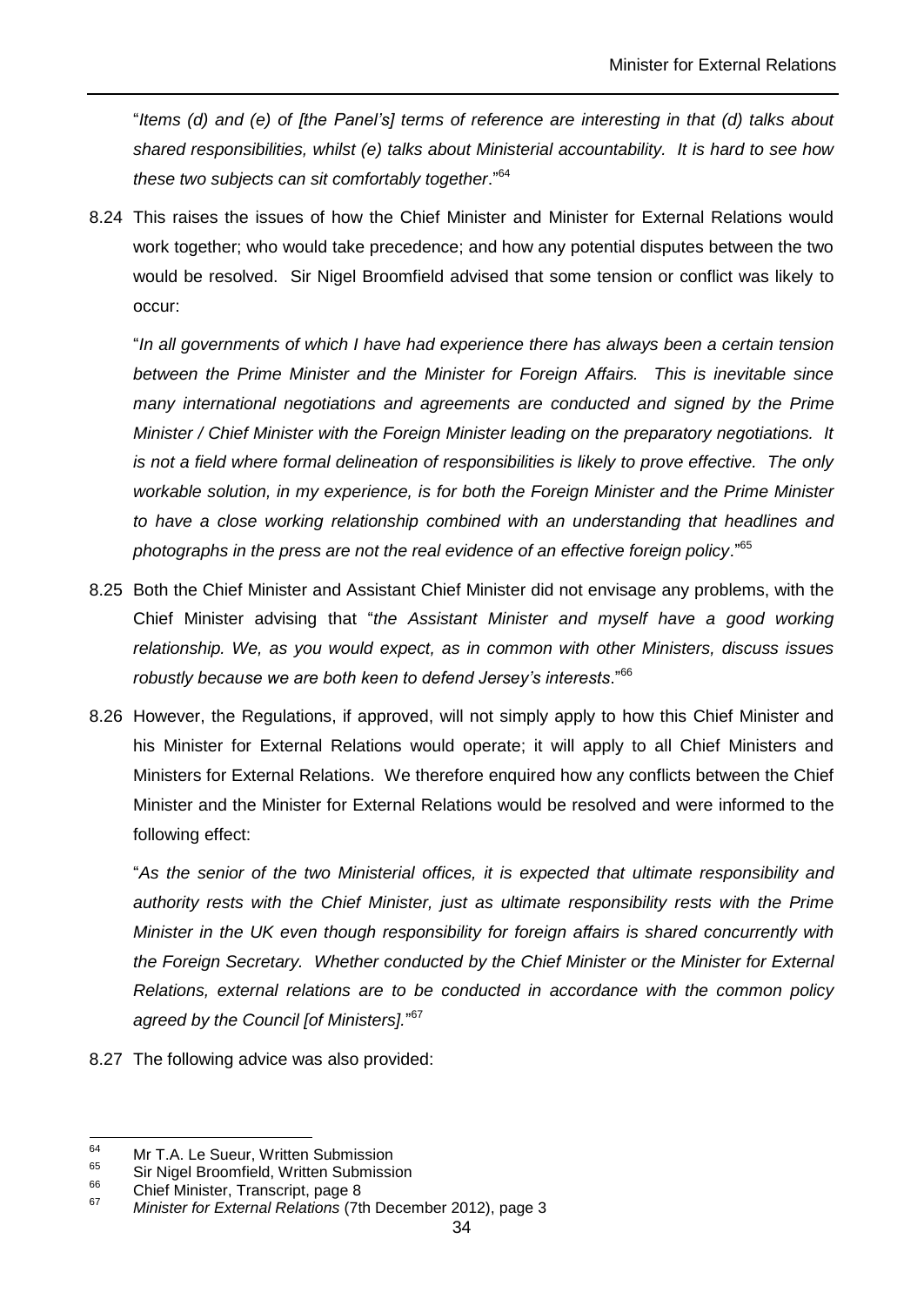"*Items (d) and (e) of [the Panel's] terms of reference are interesting in that (d) talks about shared responsibilities, whilst (e) talks about Ministerial accountability. It is hard to see how these two subjects can sit comfortably together*."[64]

8.24 This raises the issues of how the Chief Minister and Minister for External Relations would work together; who would take precedence; and how any potential disputes between the two would be resolved. Sir Nigel Broomfield advised that some tension or conflict was likely to occur:

"*In all governments of which I have had experience there has always been a certain tension between the Prime Minister and the Minister for Foreign Affairs. This is inevitable since many international negotiations and agreements are conducted and signed by the Prime Minister / Chief Minister with the Foreign Minister leading on the preparatory negotiations. It is not a field where formal delineation of responsibilities is likely to prove effective. The only workable solution, in my experience, is for both the Foreign Minister and the Prime Minister to have a close working relationship combined with an understanding that headlines and photographs in the press are not the real evidence of an effective foreign policy*."[65]

8.25 Both the Chief Minister and Assistant Chief Minister did not envisage any problems, with the Chief Minister advising that "*the Assistant Minister and myself have a good working relationship. We, as you would expect, as in common with other Ministers, discuss issues robustly because we are both keen to defend Jersey's interests*."[66]

8.26 However, the Regulations, if approved, will not simply apply to how this Chief Minister and his Minister for External Relations would operate; it will apply to all Chief Ministers and Ministers for External Relations. We therefore enquired how any conflicts between the Chief Minister and the Minister for External Relations would be resolved and were informed to the following effect:

"*As the senior of the two Ministerial offices, it is expected that ultimate responsibility and authority rests with the Chief Minister, just as ultimate responsibility rests with the Prime Minister in the UK even though responsibility for foreign affairs is shared concurrently with the Foreign Secretary. Whether conducted by the Chief Minister or the Minister for External Relations, external relations are to be conducted in accordance with the common policy agreed by the Council [of Ministers].*"[67]

8.27 The following advice was also provided:

---

[64] Mr T.A. Le Sueur, Written Submission

[65] Sir Nigel Broomfield, Written Submission

[66] Chief Minister, Transcript, page 8

[67] *Minister for External Relations* (7th December 2012), page 3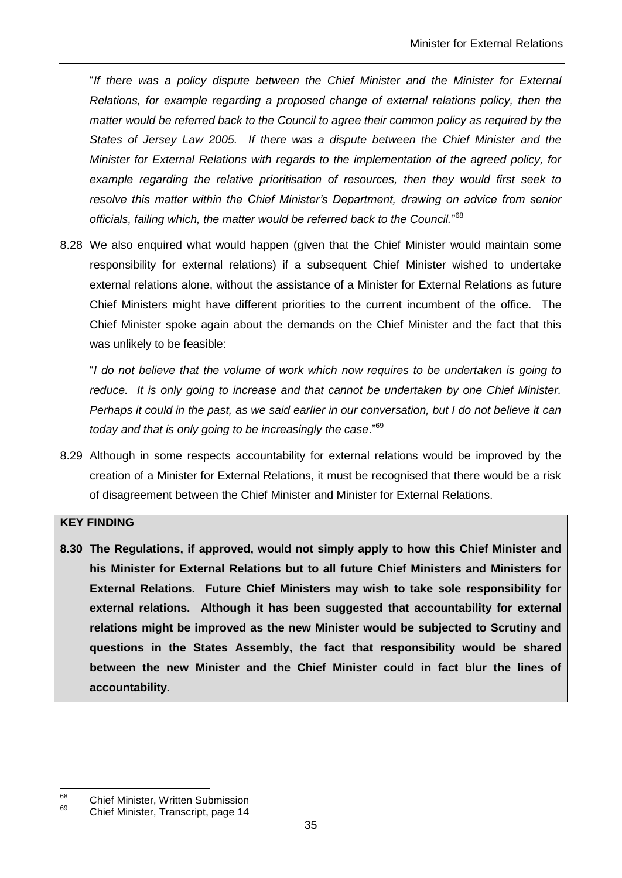"*If there was a policy dispute between the Chief Minister and the Minister for External Relations, for example regarding a proposed change of external relations policy, then the matter would be referred back to the Council to agree their common policy as required by the States of Jersey Law 2005. If there was a dispute between the Chief Minister and the Minister for External Relations with regards to the implementation of the agreed policy, for example regarding the relative prioritisation of resources, then they would first seek to resolve this matter within the Chief Minister's Department, drawing on advice from senior officials, failing which, the matter would be referred back to the Council.*"[68]

8.28 We also enquired what would happen (given that the Chief Minister would maintain some responsibility for external relations) if a subsequent Chief Minister wished to undertake external relations alone, without the assistance of a Minister for External Relations as future Chief Ministers might have different priorities to the current incumbent of the office. The Chief Minister spoke again about the demands on the Chief Minister and the fact that this was unlikely to be feasible:

"*I do not believe that the volume of work which now requires to be undertaken is going to reduce. It is only going to increase and that cannot be undertaken by one Chief Minister. Perhaps it could in the past, as we said earlier in our conversation, but I do not believe it can today and that is only going to be increasingly the case*."[69]

8.29 Although in some respects accountability for external relations would be improved by the creation of a Minister for External Relations, it must be recognised that there would be a risk of disagreement between the Chief Minister and Minister for External Relations.

**KEY FINDING**

**8.30 The Regulations, if approved, would not simply apply to how this Chief Minister and his Minister for External Relations but to all future Chief Ministers and Ministers for External Relations. Future Chief Ministers may wish to take sole responsibility for external relations. Although it has been suggested that accountability for external relations might be improved as the new Minister would be subjected to Scrutiny and questions in the States Assembly, the fact that responsibility would be shared between the new Minister and the Chief Minister could in fact blur the lines of accountability.**

[68] Chief Minister, Written Submission

[69] Chief Minister, Transcript, page 14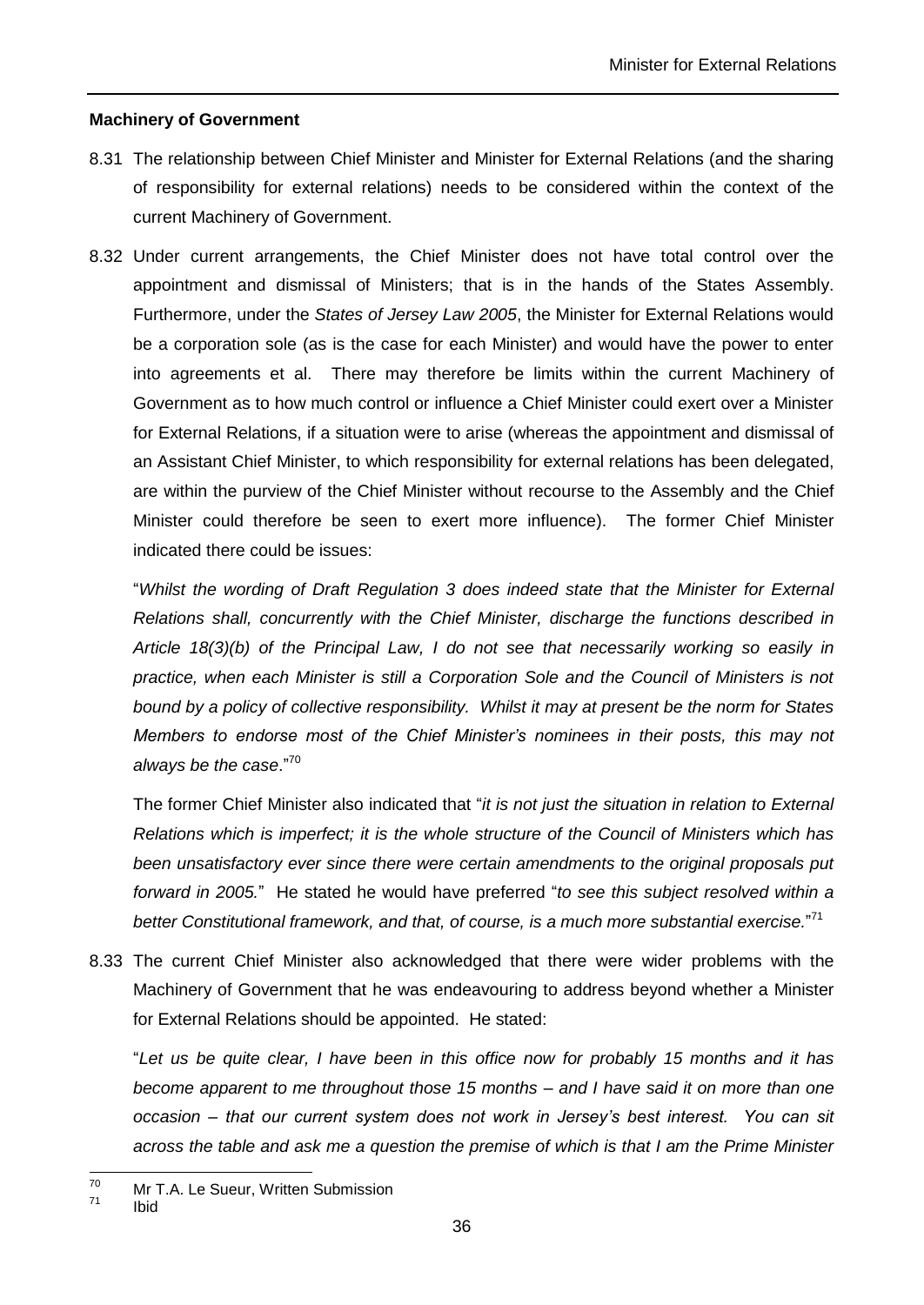**Machinery of Government**

8.31 The relationship between Chief Minister and Minister for External Relations (and the sharing of responsibility for external relations) needs to be considered within the context of the current Machinery of Government.

8.32 Under current arrangements, the Chief Minister does not have total control over the appointment and dismissal of Ministers; that is in the hands of the States Assembly. Furthermore, under the *States of Jersey Law 2005*, the Minister for External Relations would be a corporation sole (as is the case for each Minister) and would have the power to enter into agreements et al. There may therefore be limits within the current Machinery of Government as to how much control or influence a Chief Minister could exert over a Minister for External Relations, if a situation were to arise (whereas the appointment and dismissal of an Assistant Chief Minister, to which responsibility for external relations has been delegated, are within the purview of the Chief Minister without recourse to the Assembly and the Chief Minister could therefore be seen to exert more influence). The former Chief Minister indicated there could be issues:

"*Whilst the wording of Draft Regulation 3 does indeed state that the Minister for External Relations shall, concurrently with the Chief Minister, discharge the functions described in Article 18(3)(b) of the Principal Law, I do not see that necessarily working so easily in practice, when each Minister is still a Corporation Sole and the Council of Ministers is not bound by a policy of collective responsibility. Whilst it may at present be the norm for States Members to endorse most of the Chief Minister's nominees in their posts, this may not always be the case*."[70]

The former Chief Minister also indicated that "*it is not just the situation in relation to External Relations which is imperfect; it is the whole structure of the Council of Ministers which has been unsatisfactory ever since there were certain amendments to the original proposals put forward in 2005.*" He stated he would have preferred "*to see this subject resolved within a better Constitutional framework, and that, of course, is a much more substantial exercise.*"[71]

8.33 The current Chief Minister also acknowledged that there were wider problems with the Machinery of Government that he was endeavouring to address beyond whether a Minister for External Relations should be appointed. He stated:

"*Let us be quite clear, I have been in this office now for probably 15 months and it has become apparent to me throughout those 15 months – and I have said it on more than one occasion – that our current system does not work in Jersey's best interest. You can sit across the table and ask me a question the premise of which is that I am the Prime Minister*

---

[70] Mr T.A. Le Sueur, Written Submission

[71] Ibid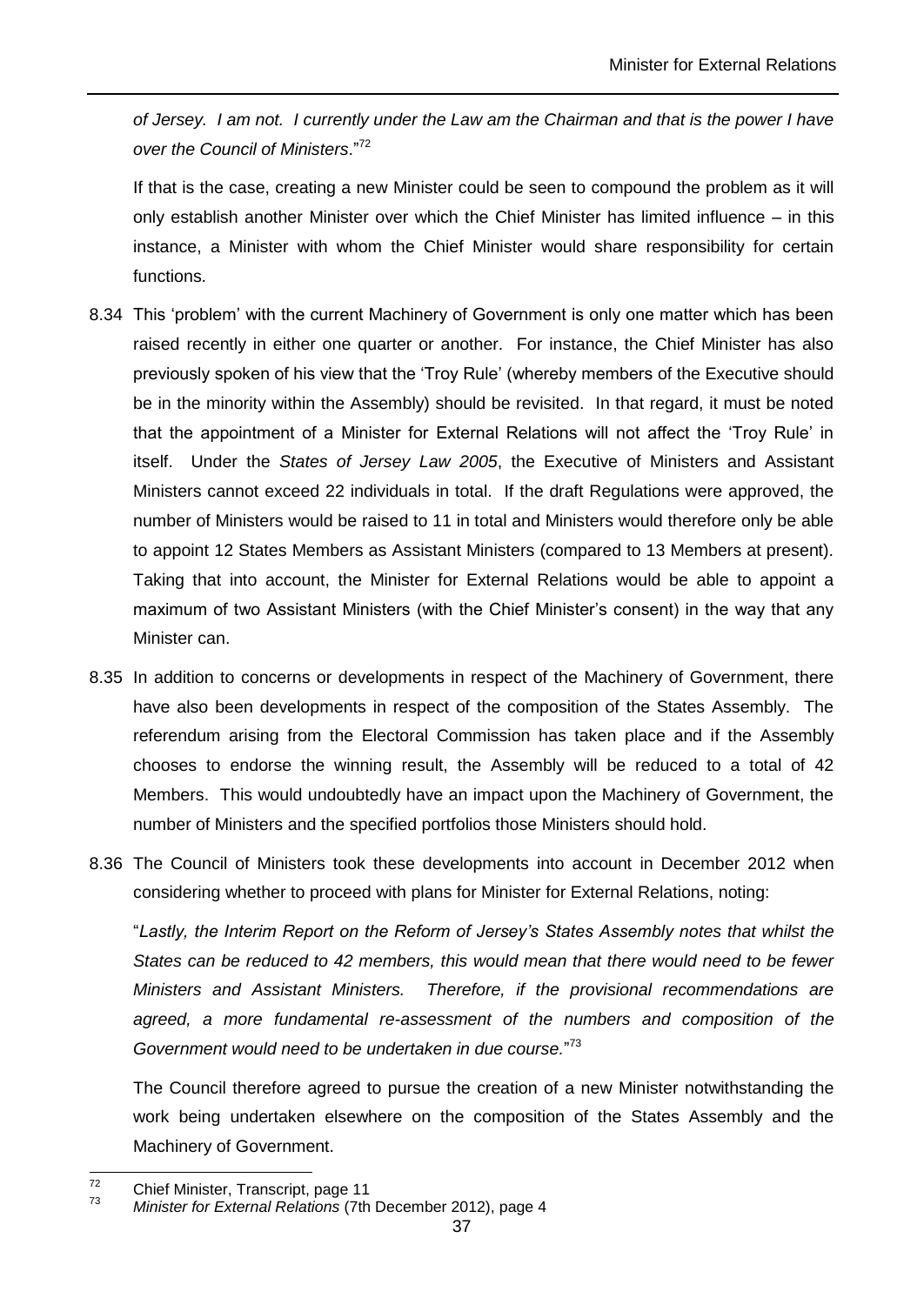*of Jersey. I am not. I currently under the Law am the Chairman and that is the power I have over the Council of Ministers*."[72]

If that is the case, creating a new Minister could be seen to compound the problem as it will only establish another Minister over which the Chief Minister has limited influence – in this instance, a Minister with whom the Chief Minister would share responsibility for certain functions.

8.34 This 'problem' with the current Machinery of Government is only one matter which has been raised recently in either one quarter or another. For instance, the Chief Minister has also previously spoken of his view that the 'Troy Rule' (whereby members of the Executive should be in the minority within the Assembly) should be revisited. In that regard, it must be noted that the appointment of a Minister for External Relations will not affect the 'Troy Rule' in itself. Under the *States of Jersey Law 2005*, the Executive of Ministers and Assistant Ministers cannot exceed 22 individuals in total. If the draft Regulations were approved, the number of Ministers would be raised to 11 in total and Ministers would therefore only be able to appoint 12 States Members as Assistant Ministers (compared to 13 Members at present). Taking that into account, the Minister for External Relations would be able to appoint a maximum of two Assistant Ministers (with the Chief Minister's consent) in the way that any Minister can.

8.35 In addition to concerns or developments in respect of the Machinery of Government, there have also been developments in respect of the composition of the States Assembly. The referendum arising from the Electoral Commission has taken place and if the Assembly chooses to endorse the winning result, the Assembly will be reduced to a total of 42 Members. This would undoubtedly have an impact upon the Machinery of Government, the number of Ministers and the specified portfolios those Ministers should hold.

8.36 The Council of Ministers took these developments into account in December 2012 when considering whether to proceed with plans for Minister for External Relations, noting:

"*Lastly, the Interim Report on the Reform of Jersey's States Assembly notes that whilst the States can be reduced to 42 members, this would mean that there would need to be fewer Ministers and Assistant Ministers. Therefore, if the provisional recommendations are agreed, a more fundamental re-assessment of the numbers and composition of the Government would need to be undertaken in due course.*"[73]

The Council therefore agreed to pursue the creation of a new Minister notwithstanding the work being undertaken elsewhere on the composition of the States Assembly and the Machinery of Government.

---

[72] Chief Minister, Transcript, page 11

[73] *Minister for External Relations* (7th December 2012), page 4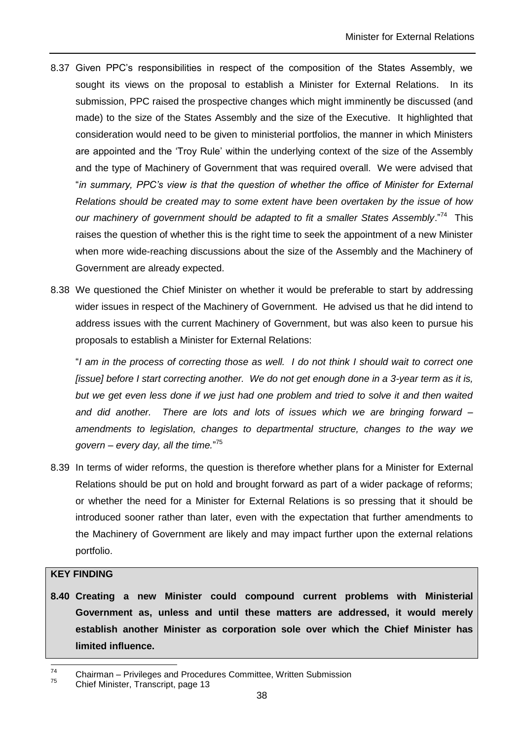8.37 Given PPC's responsibilities in respect of the composition of the States Assembly, we sought its views on the proposal to establish a Minister for External Relations. In its submission, PPC raised the prospective changes which might imminently be discussed (and made) to the size of the States Assembly and the size of the Executive. It highlighted that consideration would need to be given to ministerial portfolios, the manner in which Ministers are appointed and the 'Troy Rule' within the underlying context of the size of the Assembly and the type of Machinery of Government that was required overall. We were advised that "*in summary, PPC's view is that the question of whether the office of Minister for External Relations should be created may to some extent have been overtaken by the issue of how our machinery of government should be adapted to fit a smaller States Assembly*."[74] This raises the question of whether this is the right time to seek the appointment of a new Minister when more wide-reaching discussions about the size of the Assembly and the Machinery of Government are already expected.

8.38 We questioned the Chief Minister on whether it would be preferable to start by addressing wider issues in respect of the Machinery of Government. He advised us that he did intend to address issues with the current Machinery of Government, but was also keen to pursue his proposals to establish a Minister for External Relations:

"*I am in the process of correcting those as well. I do not think I should wait to correct one [issue] before I start correcting another. We do not get enough done in a 3-year term as it is, but we get even less done if we just had one problem and tried to solve it and then waited and did another. There are lots and lots of issues which we are bringing forward – amendments to legislation, changes to departmental structure, changes to the way we govern – every day, all the time.*"[75]

8.39 In terms of wider reforms, the question is therefore whether plans for a Minister for External Relations should be put on hold and brought forward as part of a wider package of reforms; or whether the need for a Minister for External Relations is so pressing that it should be introduced sooner rather than later, even with the expectation that further amendments to the Machinery of Government are likely and may impact further upon the external relations portfolio.

**KEY FINDING**

**8.40 Creating a new Minister could compound current problems with Ministerial Government as, unless and until these matters are addressed, it would merely establish another Minister as corporation sole over which the Chief Minister has limited influence.**

[74] Chairman – Privileges and Procedures Committee, Written Submission

[75] Chief Minister, Transcript, page 13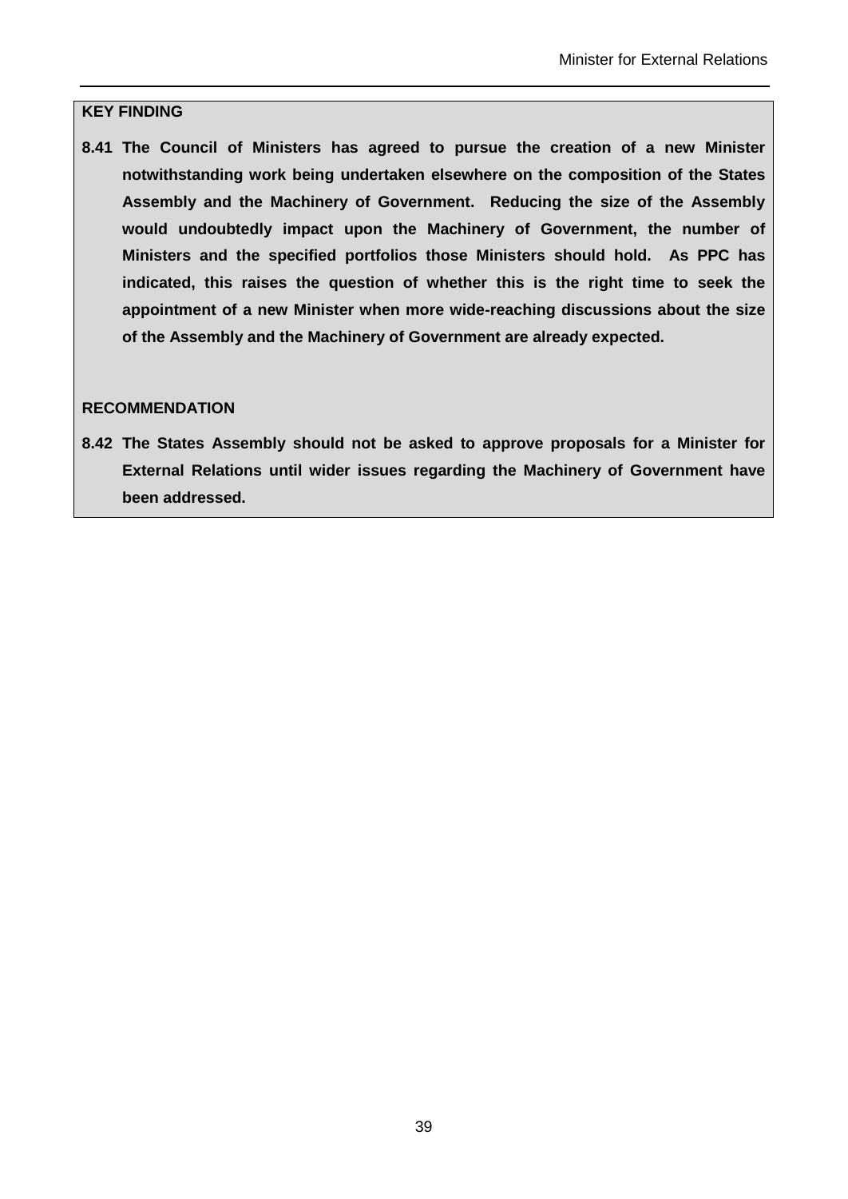**KEY FINDING**

**8.41 The Council of Ministers has agreed to pursue the creation of a new Minister notwithstanding work being undertaken elsewhere on the composition of the States Assembly and the Machinery of Government. Reducing the size of the Assembly would undoubtedly impact upon the Machinery of Government, the number of Ministers and the specified portfolios those Ministers should hold. As PPC has indicated, this raises the question of whether this is the right time to seek the appointment of a new Minister when more wide-reaching discussions about the size of the Assembly and the Machinery of Government are already expected.**

**RECOMMENDATION**

**8.42 The States Assembly should not be asked to approve proposals for a Minister for External Relations until wider issues regarding the Machinery of Government have been addressed.**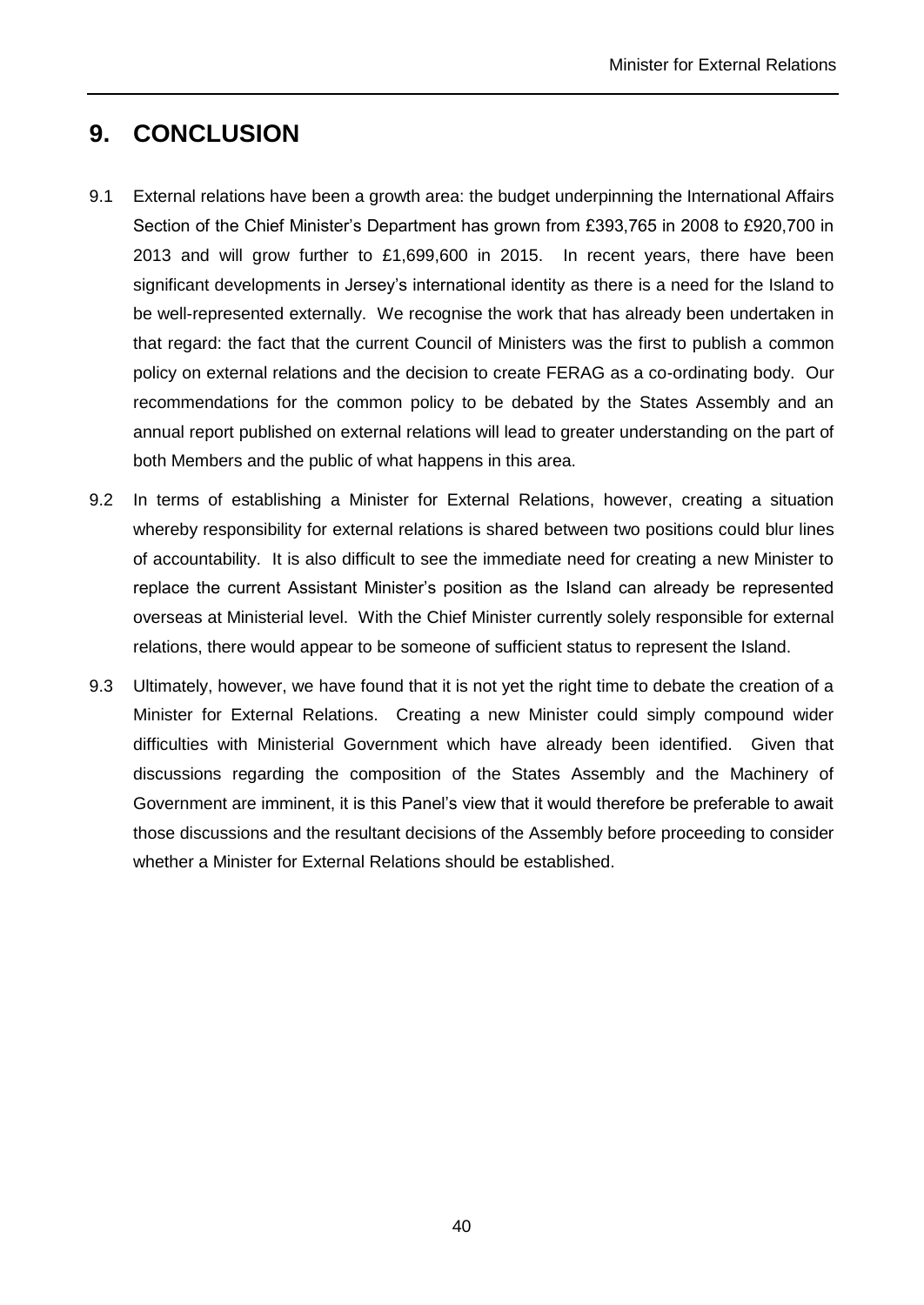## 9. CONCLUSION

9.1 External relations have been a growth area: the budget underpinning the International Affairs Section of the Chief Minister's Department has grown from £393,765 in 2008 to £920,700 in 2013 and will grow further to £1,699,600 in 2015. In recent years, there have been significant developments in Jersey's international identity as there is a need for the Island to be well-represented externally. We recognise the work that has already been undertaken in that regard: the fact that the current Council of Ministers was the first to publish a common policy on external relations and the decision to create FERAG as a co-ordinating body. Our recommendations for the common policy to be debated by the States Assembly and an annual report published on external relations will lead to greater understanding on the part of both Members and the public of what happens in this area.

9.2 In terms of establishing a Minister for External Relations, however, creating a situation whereby responsibility for external relations is shared between two positions could blur lines of accountability. It is also difficult to see the immediate need for creating a new Minister to replace the current Assistant Minister's position as the Island can already be represented overseas at Ministerial level. With the Chief Minister currently solely responsible for external relations, there would appear to be someone of sufficient status to represent the Island.

9.3 Ultimately, however, we have found that it is not yet the right time to debate the creation of a Minister for External Relations. Creating a new Minister could simply compound wider difficulties with Ministerial Government which have already been identified. Given that discussions regarding the composition of the States Assembly and the Machinery of Government are imminent, it is this Panel's view that it would therefore be preferable to await those discussions and the resultant decisions of the Assembly before proceeding to consider whether a Minister for External Relations should be established.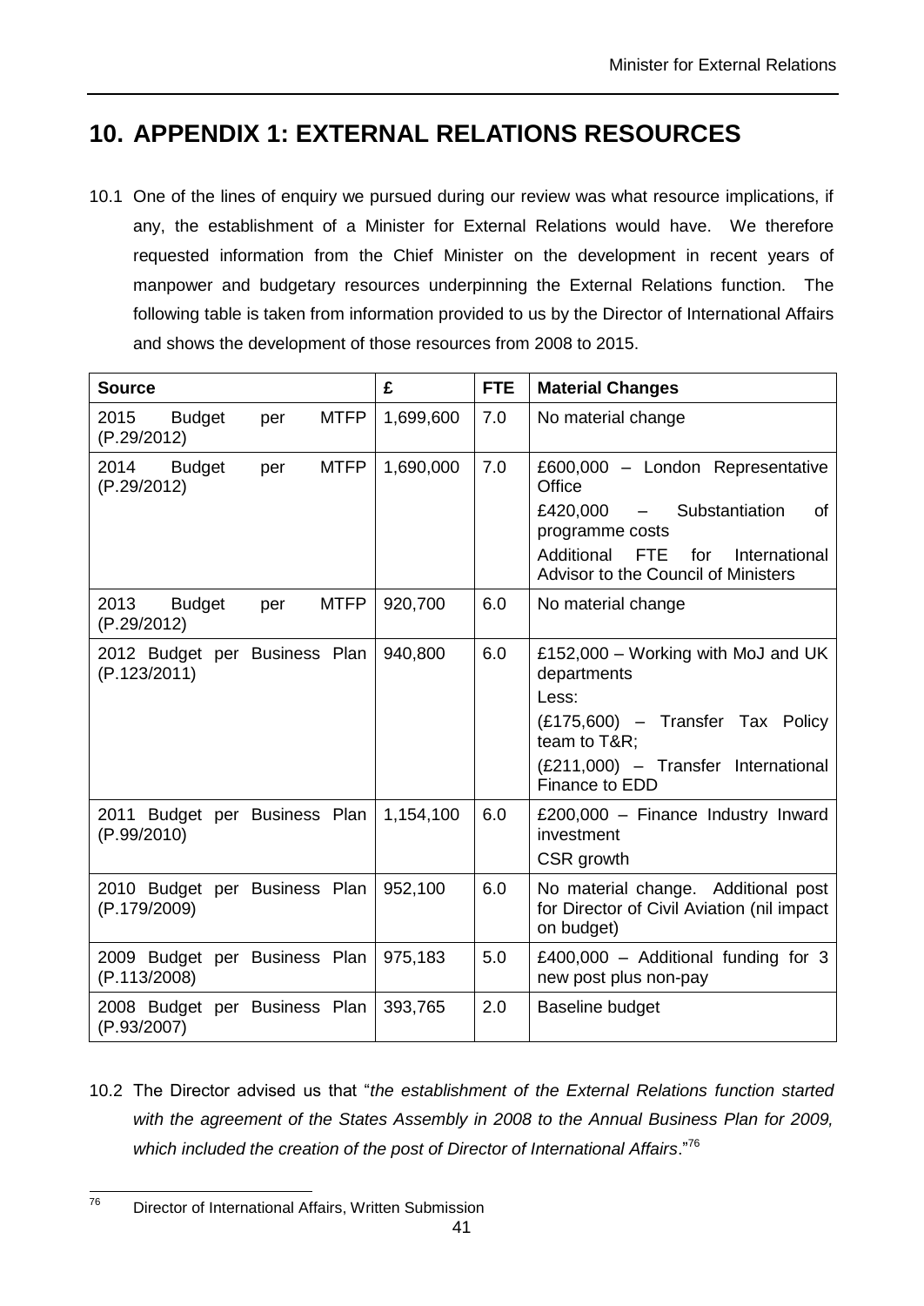## 10. APPENDIX 1: EXTERNAL RELATIONS RESOURCES

10.1 One of the lines of enquiry we pursued during our review was what resource implications, if any, the establishment of a Minister for External Relations would have. We therefore requested information from the Chief Minister on the development in recent years of manpower and budgetary resources underpinning the External Relations function. The following table is taken from information provided to us by the Director of International Affairs and shows the development of those resources from 2008 to 2015.

| Source | £ | FTE | Material Changes |
|---|---|---|---|
| 2015 Budget per MTFP (P.29/2012) | 1,699,600 | 7.0 | No material change |
| 2014 Budget per MTFP (P.29/2012) | 1,690,000 | 7.0 | £600,000 – London Representative Office<br>£420,000 – Substantiation of programme costs<br>Additional FTE for International Advisor to the Council of Ministers |
| 2013 Budget per MTFP (P.29/2012) | 920,700 | 6.0 | No material change |
| 2012 Budget per Business Plan (P.123/2011) | 940,800 | 6.0 | £152,000 – Working with MoJ and UK departments<br>Less:<br>(£175,600) – Transfer Tax Policy team to T&R;<br>(£211,000) – Transfer International Finance to EDD |
| 2011 Budget per Business Plan (P.99/2010) | 1,154,100 | 6.0 | £200,000 – Finance Industry Inward investment<br>CSR growth |
| 2010 Budget per Business Plan (P.179/2009) | 952,100 | 6.0 | No material change. Additional post for Director of Civil Aviation (nil impact on budget) |
| 2009 Budget per Business Plan (P.113/2008) | 975,183 | 5.0 | £400,000 – Additional funding for 3 new post plus non-pay |
| 2008 Budget per Business Plan (P.93/2007) | 393,765 | 2.0 | Baseline budget |

10.2 The Director advised us that "*the establishment of the External Relations function started with the agreement of the States Assembly in 2008 to the Annual Business Plan for 2009, which included the creation of the post of Director of International Affairs*."[76]

[76] Director of International Affairs, Written Submission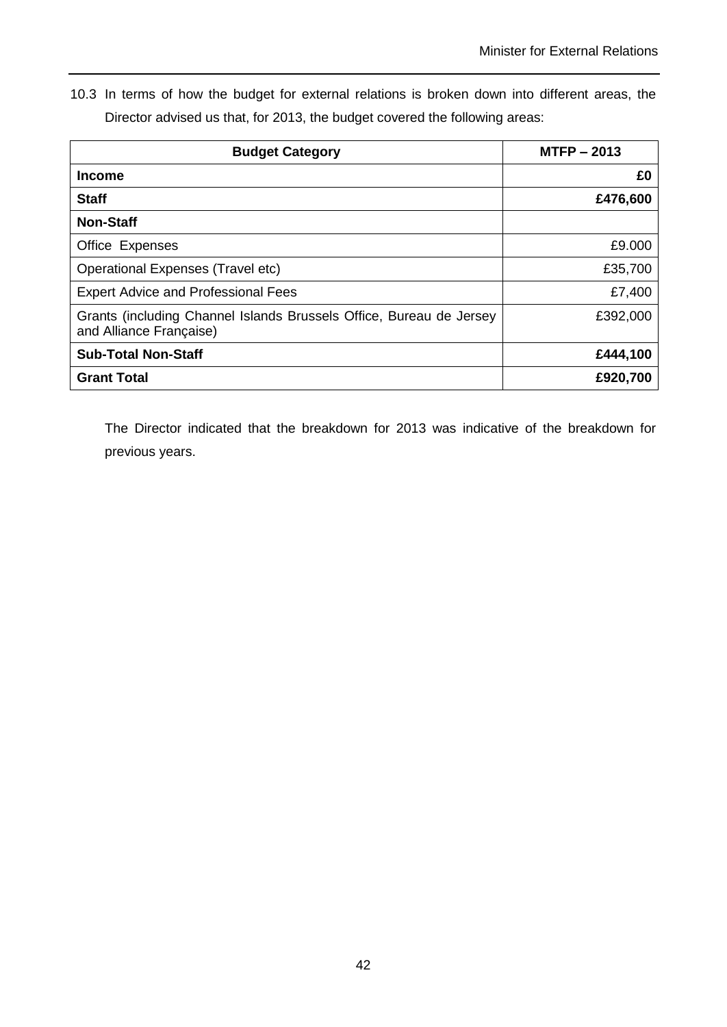10.3 In terms of how the budget for external relations is broken down into different areas, the Director advised us that, for 2013, the budget covered the following areas:

| Budget Category | MTFP – 2013 |
|---|---|
| **Income** | **£0** |
| **Staff** | **£476,600** |
| **Non-Staff** | |
| Office Expenses | £9.000 |
| Operational Expenses (Travel etc) | £35,700 |
| Expert Advice and Professional Fees | £7,400 |
| Grants (including Channel Islands Brussels Office, Bureau de Jersey and Alliance Française) | £392,000 |
| **Sub-Total Non-Staff** | **£444,100** |
| **Grant Total** | **£920,700** |

The Director indicated that the breakdown for 2013 was indicative of the breakdown for previous years.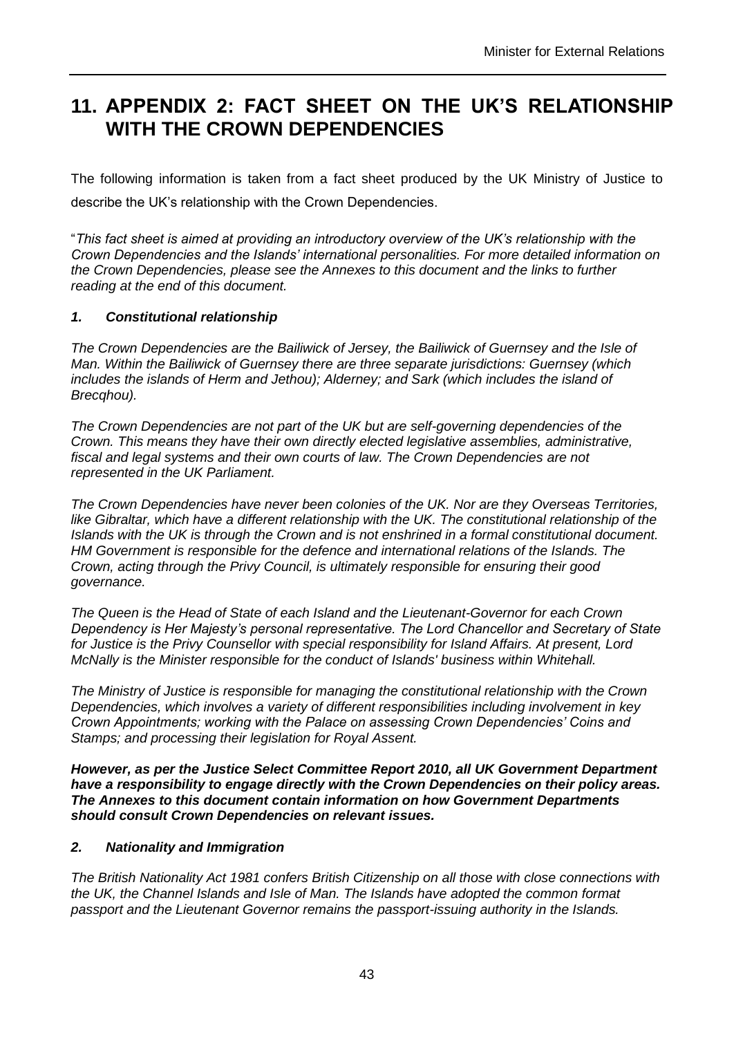# 11. APPENDIX 2: FACT SHEET ON THE UK'S RELATIONSHIP WITH THE CROWN DEPENDENCIES

The following information is taken from a fact sheet produced by the UK Ministry of Justice to describe the UK's relationship with the Crown Dependencies.

"*This fact sheet is aimed at providing an introductory overview of the UK's relationship with the Crown Dependencies and the Islands' international personalities. For more detailed information on the Crown Dependencies, please see the Annexes to this document and the links to further reading at the end of this document.*

### *1. Constitutional relationship*

*The Crown Dependencies are the Bailiwick of Jersey, the Bailiwick of Guernsey and the Isle of Man. Within the Bailiwick of Guernsey there are three separate jurisdictions: Guernsey (which includes the islands of Herm and Jethou); Alderney; and Sark (which includes the island of Brecqhou).*

*The Crown Dependencies are not part of the UK but are self-governing dependencies of the Crown. This means they have their own directly elected legislative assemblies, administrative, fiscal and legal systems and their own courts of law. The Crown Dependencies are not represented in the UK Parliament.*

*The Crown Dependencies have never been colonies of the UK. Nor are they Overseas Territories, like Gibraltar, which have a different relationship with the UK. The constitutional relationship of the Islands with the UK is through the Crown and is not enshrined in a formal constitutional document. HM Government is responsible for the defence and international relations of the Islands. The Crown, acting through the Privy Council, is ultimately responsible for ensuring their good governance.*

*The Queen is the Head of State of each Island and the Lieutenant-Governor for each Crown Dependency is Her Majesty's personal representative. The Lord Chancellor and Secretary of State for Justice is the Privy Counsellor with special responsibility for Island Affairs. At present, Lord McNally is the Minister responsible for the conduct of Islands' business within Whitehall.*

*The Ministry of Justice is responsible for managing the constitutional relationship with the Crown Dependencies, which involves a variety of different responsibilities including involvement in key Crown Appointments; working with the Palace on assessing Crown Dependencies' Coins and Stamps; and processing their legislation for Royal Assent.*

***However, as per the Justice Select Committee Report 2010, all UK Government Department have a responsibility to engage directly with the Crown Dependencies on their policy areas. The Annexes to this document contain information on how Government Departments should consult Crown Dependencies on relevant issues.***

### *2. Nationality and Immigration*

*The British Nationality Act 1981 confers British Citizenship on all those with close connections with the UK, the Channel Islands and Isle of Man. The Islands have adopted the common format passport and the Lieutenant Governor remains the passport-issuing authority in the Islands.*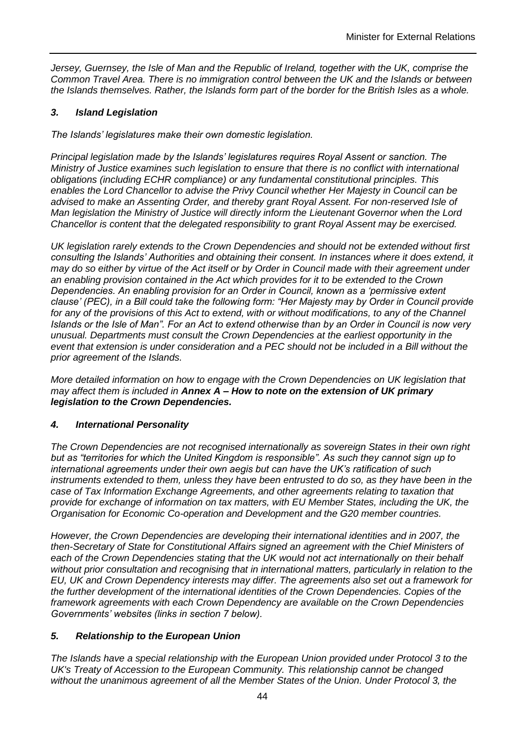*Jersey, Guernsey, the Isle of Man and the Republic of Ireland, together with the UK, comprise the Common Travel Area. There is no immigration control between the UK and the Islands or between the Islands themselves. Rather, the Islands form part of the border for the British Isles as a whole.*

### *3. Island Legislation*

*The Islands' legislatures make their own domestic legislation.*

*Principal legislation made by the Islands' legislatures requires Royal Assent or sanction. The Ministry of Justice examines such legislation to ensure that there is no conflict with international obligations (including ECHR compliance) or any fundamental constitutional principles. This enables the Lord Chancellor to advise the Privy Council whether Her Majesty in Council can be advised to make an Assenting Order, and thereby grant Royal Assent. For non-reserved Isle of Man legislation the Ministry of Justice will directly inform the Lieutenant Governor when the Lord Chancellor is content that the delegated responsibility to grant Royal Assent may be exercised.*

*UK legislation rarely extends to the Crown Dependencies and should not be extended without first consulting the Islands' Authorities and obtaining their consent. In instances where it does extend, it may do so either by virtue of the Act itself or by Order in Council made with their agreement under an enabling provision contained in the Act which provides for it to be extended to the Crown Dependencies. An enabling provision for an Order in Council, known as a 'permissive extent clause' (PEC), in a Bill could take the following form: "Her Majesty may by Order in Council provide for any of the provisions of this Act to extend, with or without modifications, to any of the Channel Islands or the Isle of Man". For an Act to extend otherwise than by an Order in Council is now very unusual. Departments must consult the Crown Dependencies at the earliest opportunity in the event that extension is under consideration and a PEC should not be included in a Bill without the prior agreement of the Islands.*

*More detailed information on how to engage with the Crown Dependencies on UK legislation that may affect them is included in* ***Annex A – How to note on the extension of UK primary legislation to the Crown Dependencies.***

### *4. International Personality*

*The Crown Dependencies are not recognised internationally as sovereign States in their own right but as "territories for which the United Kingdom is responsible". As such they cannot sign up to international agreements under their own aegis but can have the UK's ratification of such instruments extended to them, unless they have been entrusted to do so, as they have been in the case of Tax Information Exchange Agreements, and other agreements relating to taxation that provide for exchange of information on tax matters, with EU Member States, including the UK, the Organisation for Economic Co-operation and Development and the G20 member countries.*

*However, the Crown Dependencies are developing their international identities and in 2007, the then-Secretary of State for Constitutional Affairs signed an agreement with the Chief Ministers of each of the Crown Dependencies stating that the UK would not act internationally on their behalf without prior consultation and recognising that in international matters, particularly in relation to the EU, UK and Crown Dependency interests may differ. The agreements also set out a framework for the further development of the international identities of the Crown Dependencies. Copies of the framework agreements with each Crown Dependency are available on the Crown Dependencies Governments' websites (links in section 7 below).*

### *5. Relationship to the European Union*

*The Islands have a special relationship with the European Union provided under Protocol 3 to the UK's Treaty of Accession to the European Community. This relationship cannot be changed without the unanimous agreement of all the Member States of the Union. Under Protocol 3, the*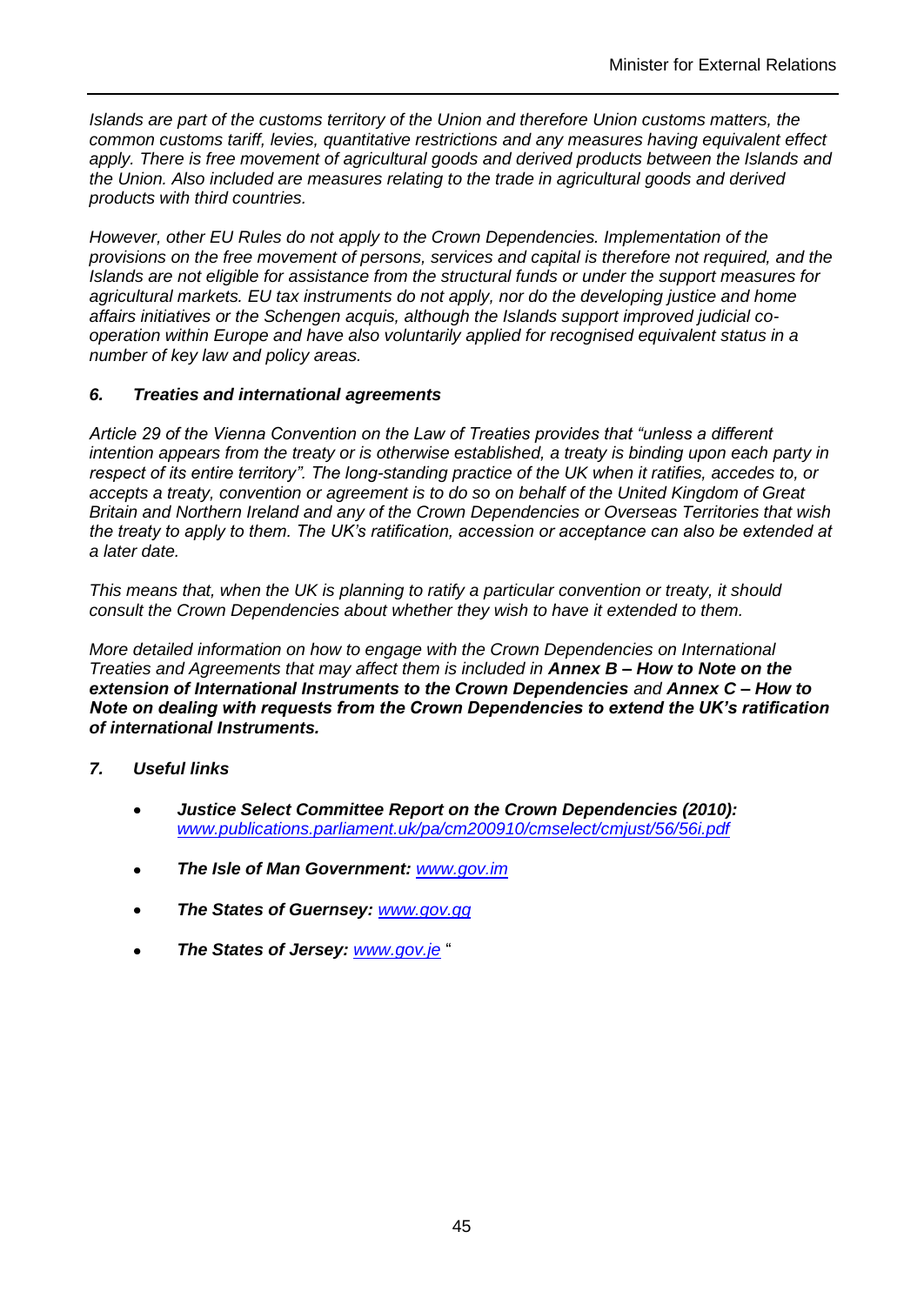*Islands are part of the customs territory of the Union and therefore Union customs matters, the common customs tariff, levies, quantitative restrictions and any measures having equivalent effect apply. There is free movement of agricultural goods and derived products between the Islands and the Union. Also included are measures relating to the trade in agricultural goods and derived products with third countries.*

*However, other EU Rules do not apply to the Crown Dependencies. Implementation of the provisions on the free movement of persons, services and capital is therefore not required, and the Islands are not eligible for assistance from the structural funds or under the support measures for agricultural markets. EU tax instruments do not apply, nor do the developing justice and home affairs initiatives or the Schengen acquis, although the Islands support improved judicial co-operation within Europe and have also voluntarily applied for recognised equivalent status in a number of key law and policy areas.*

### *6. Treaties and international agreements*

*Article 29 of the Vienna Convention on the Law of Treaties provides that "unless a different intention appears from the treaty or is otherwise established, a treaty is binding upon each party in respect of its entire territory". The long-standing practice of the UK when it ratifies, accedes to, or accepts a treaty, convention or agreement is to do so on behalf of the United Kingdom of Great Britain and Northern Ireland and any of the Crown Dependencies or Overseas Territories that wish the treaty to apply to them. The UK's ratification, accession or acceptance can also be extended at a later date.*

*This means that, when the UK is planning to ratify a particular convention or treaty, it should consult the Crown Dependencies about whether they wish to have it extended to them.*

*More detailed information on how to engage with the Crown Dependencies on International Treaties and Agreements that may affect them is included in **Annex B – How to Note on the extension of International Instruments to the Crown Dependencies** and **Annex C – How to Note on dealing with requests from the Crown Dependencies to extend the UK's ratification of international Instruments.***

### *7. Useful links*

- ***Justice Select Committee Report on the Crown Dependencies (2010):*** *www.publications.parliament.uk/pa/cm200910/cmselect/cmjust/56/56i.pdf*
- ***The Isle of Man Government:*** *www.gov.im*
- ***The States of Guernsey:*** *www.gov.gg*
- ***The States of Jersey:*** *www.gov.je* "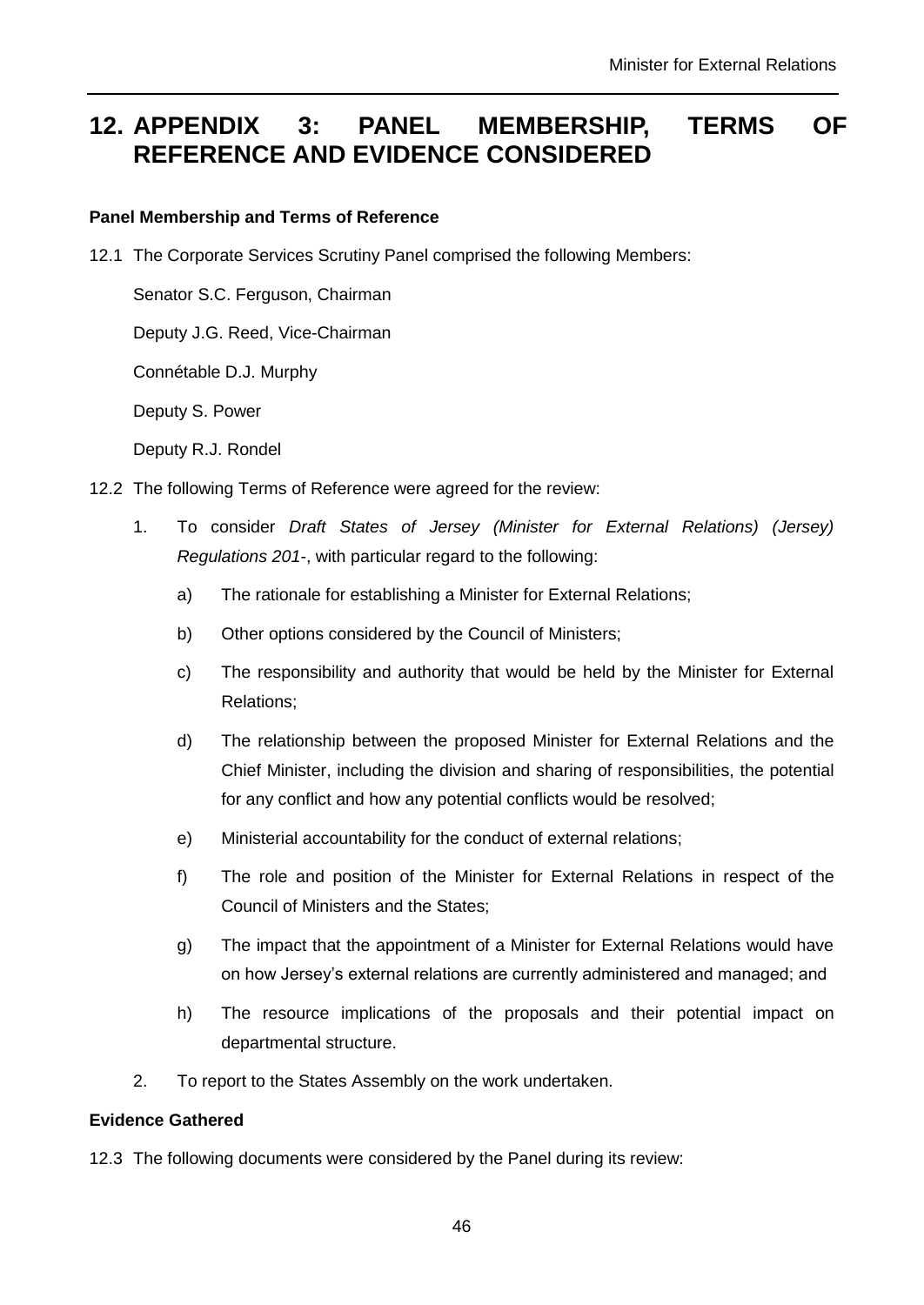# 12. APPENDIX 3: PANEL MEMBERSHIP, TERMS OF REFERENCE AND EVIDENCE CONSIDERED

**Panel Membership and Terms of Reference**

12.1 The Corporate Services Scrutiny Panel comprised the following Members:

Senator S.C. Ferguson, Chairman

Deputy J.G. Reed, Vice-Chairman

Connétable D.J. Murphy

Deputy S. Power

Deputy R.J. Rondel

12.2 The following Terms of Reference were agreed for the review:

1. To consider *Draft States of Jersey (Minister for External Relations) (Jersey) Regulations 201-*, with particular regard to the following:
   - a) The rationale for establishing a Minister for External Relations;
   - b) Other options considered by the Council of Ministers;
   - c) The responsibility and authority that would be held by the Minister for External Relations;
   - d) The relationship between the proposed Minister for External Relations and the Chief Minister, including the division and sharing of responsibilities, the potential for any conflict and how any potential conflicts would be resolved;
   - e) Ministerial accountability for the conduct of external relations;
   - f) The role and position of the Minister for External Relations in respect of the Council of Ministers and the States;
   - g) The impact that the appointment of a Minister for External Relations would have on how Jersey's external relations are currently administered and managed; and
   - h) The resource implications of the proposals and their potential impact on departmental structure.
2. To report to the States Assembly on the work undertaken.

**Evidence Gathered**

12.3 The following documents were considered by the Panel during its review: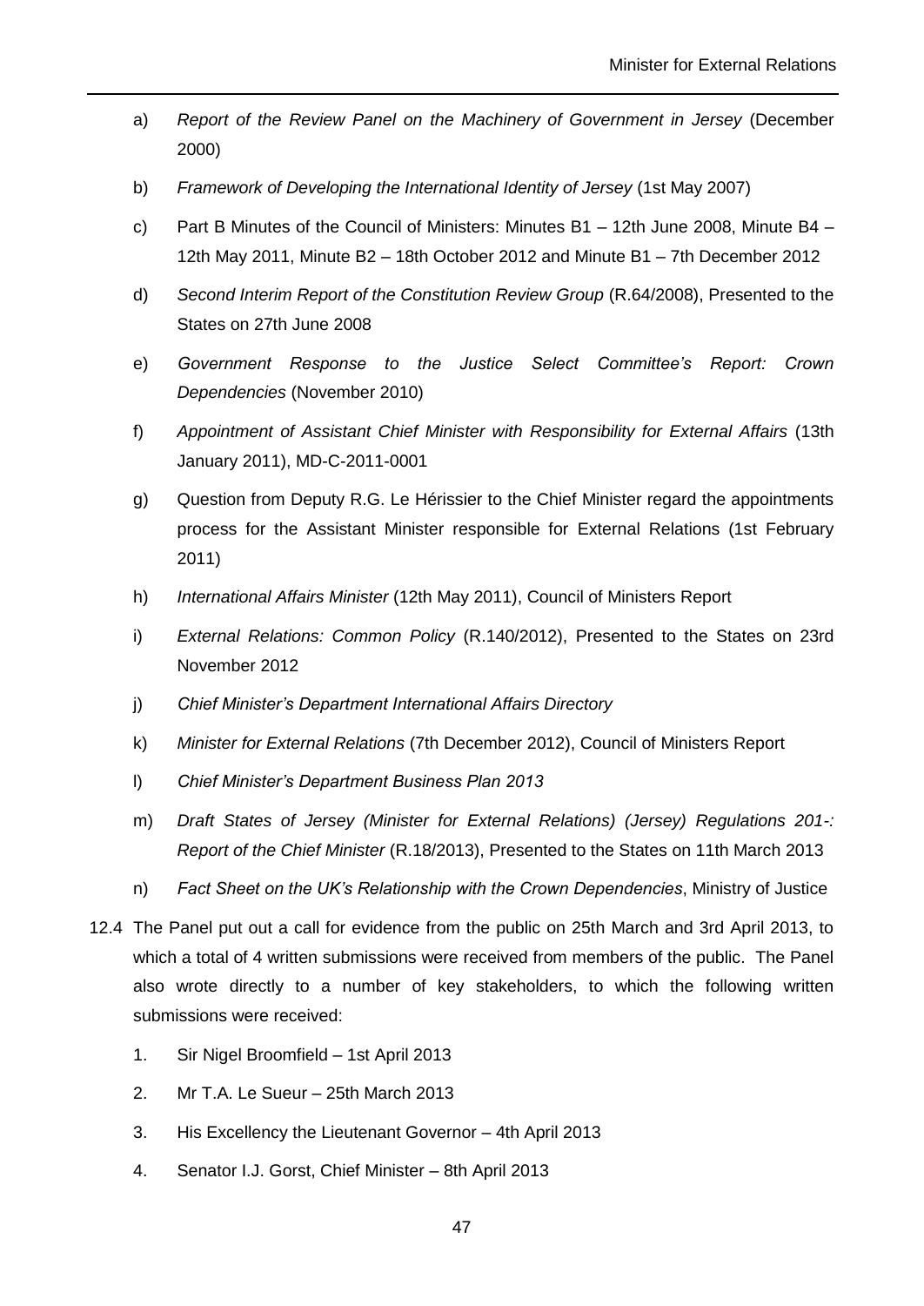a) *Report of the Review Panel on the Machinery of Government in Jersey* (December 2000)

b) *Framework of Developing the International Identity of Jersey* (1st May 2007)

c) Part B Minutes of the Council of Ministers: Minutes B1 – 12th June 2008, Minute B4 – 12th May 2011, Minute B2 – 18th October 2012 and Minute B1 – 7th December 2012

d) *Second Interim Report of the Constitution Review Group* (R.64/2008), Presented to the States on 27th June 2008

e) *Government Response to the Justice Select Committee's Report: Crown Dependencies* (November 2010)

f) *Appointment of Assistant Chief Minister with Responsibility for External Affairs* (13th January 2011), MD-C-2011-0001

g) Question from Deputy R.G. Le Hérissier to the Chief Minister regard the appointments process for the Assistant Minister responsible for External Relations (1st February 2011)

h) *International Affairs Minister* (12th May 2011), Council of Ministers Report

i) *External Relations: Common Policy* (R.140/2012), Presented to the States on 23rd November 2012

j) *Chief Minister's Department International Affairs Directory*

k) *Minister for External Relations* (7th December 2012), Council of Ministers Report

l) *Chief Minister's Department Business Plan 2013*

m) *Draft States of Jersey (Minister for External Relations) (Jersey) Regulations 201-: Report of the Chief Minister* (R.18/2013), Presented to the States on 11th March 2013

n) *Fact Sheet on the UK's Relationship with the Crown Dependencies*, Ministry of Justice

12.4 The Panel put out a call for evidence from the public on 25th March and 3rd April 2013, to which a total of 4 written submissions were received from members of the public. The Panel also wrote directly to a number of key stakeholders, to which the following written submissions were received:

1. Sir Nigel Broomfield – 1st April 2013
2. Mr T.A. Le Sueur – 25th March 2013
3. His Excellency the Lieutenant Governor – 4th April 2013
4. Senator I.J. Gorst, Chief Minister – 8th April 2013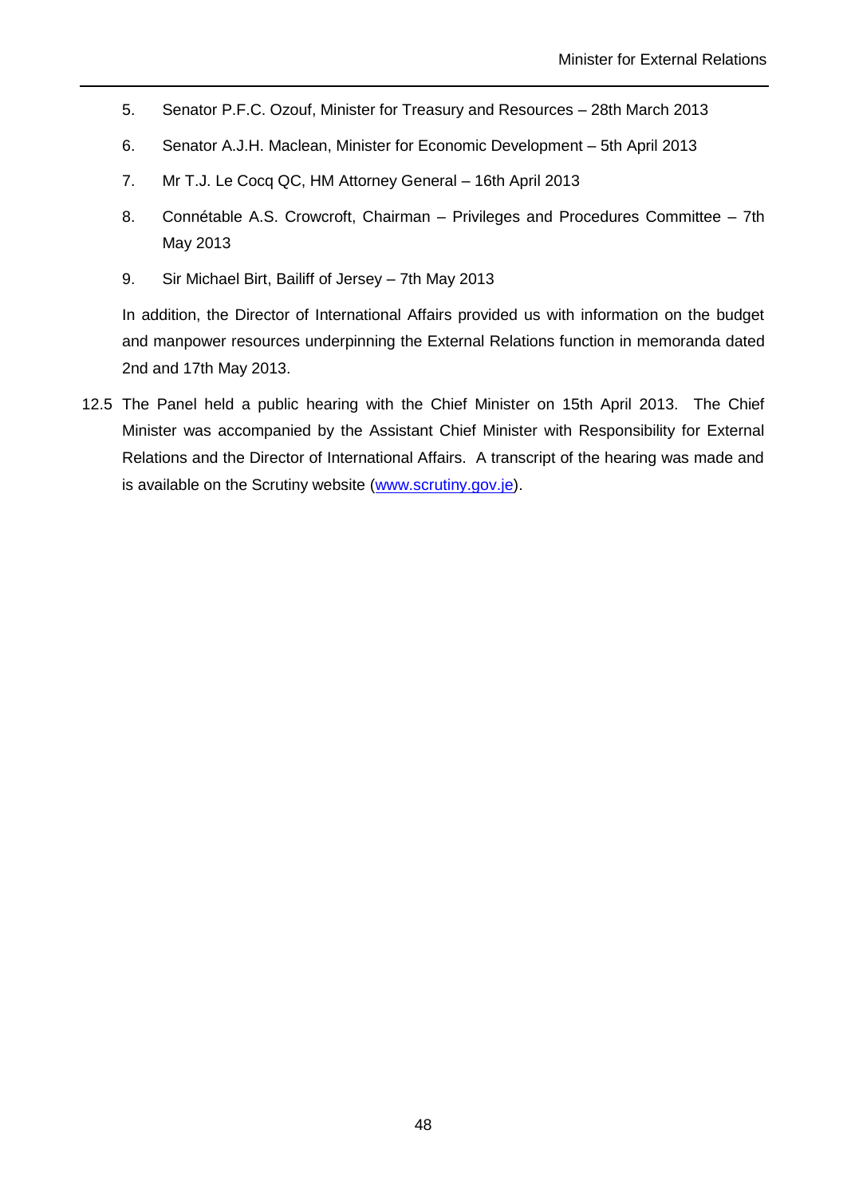5. Senator P.F.C. Ozouf, Minister for Treasury and Resources – 28th March 2013
6. Senator A.J.H. Maclean, Minister for Economic Development – 5th April 2013
7. Mr T.J. Le Cocq QC, HM Attorney General – 16th April 2013
8. Connétable A.S. Crowcroft, Chairman – Privileges and Procedures Committee – 7th May 2013
9. Sir Michael Birt, Bailiff of Jersey – 7th May 2013

In addition, the Director of International Affairs provided us with information on the budget and manpower resources underpinning the External Relations function in memoranda dated 2nd and 17th May 2013.

12.5 The Panel held a public hearing with the Chief Minister on 15th April 2013. The Chief Minister was accompanied by the Assistant Chief Minister with Responsibility for External Relations and the Director of International Affairs. A transcript of the hearing was made and is available on the Scrutiny website (www.scrutiny.gov.je).